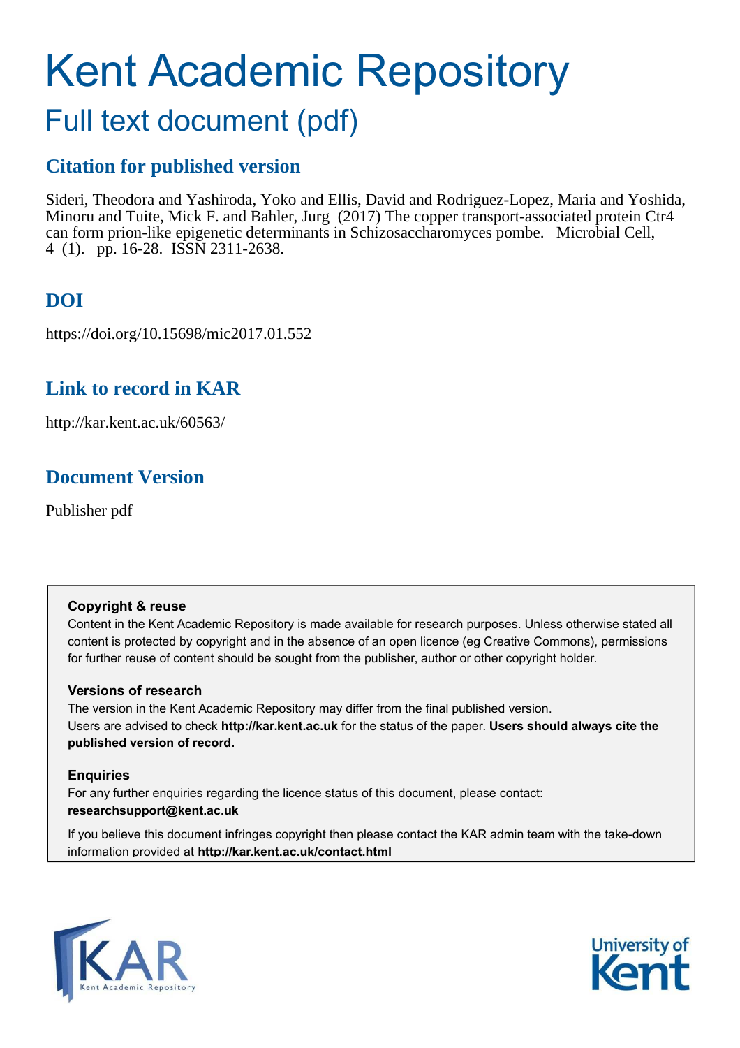# Kent Academic Repository

## Full text document (pdf)

## Citation for published version

Sideri, Theodora and Yashiroda, Yoko and Ellis, David and Rodriguez-Lopez, Maria and Yoshida, Minoru and Tuite, Mick F. and Bahler, Jurg (2017) The copper transport-associated protein Ctr4 can form prion-like epigenetic determinants in Schizosaccharomyces pombe. Microbial Cell, 4 (1). pp. 16-28. ISSN 2311-2638.

## DOI

https://doi.org/10.15698/mic2017.01.552

## Link to record in KAR

http://kar.kent.ac.uk/60563/

## Document Version

Publisher pdf

**Copyright & reuse**

Content in the Kent Academic Repository is made available for research purposes. Unless otherwise stated all content is protected by copyright and in the absence of an open licence (eg Creative Commons), permissions for further reuse of content should be sought from the publisher, author or other copyright holder.

**Versions of research**

The version in the Kent Academic Repository may differ from the final published version.
Users are advised to check **http://kar.kent.ac.uk** for the status of the paper. **Users should always cite the published version of record.**

**Enquiries**

For any further enquiries regarding the licence status of this document, please contact:
**researchsupport@kent.ac.uk**

If you believe this document infringes copyright then please contact the KAR admin team with the take-down information provided at **http://kar.kent.ac.uk/contact.html**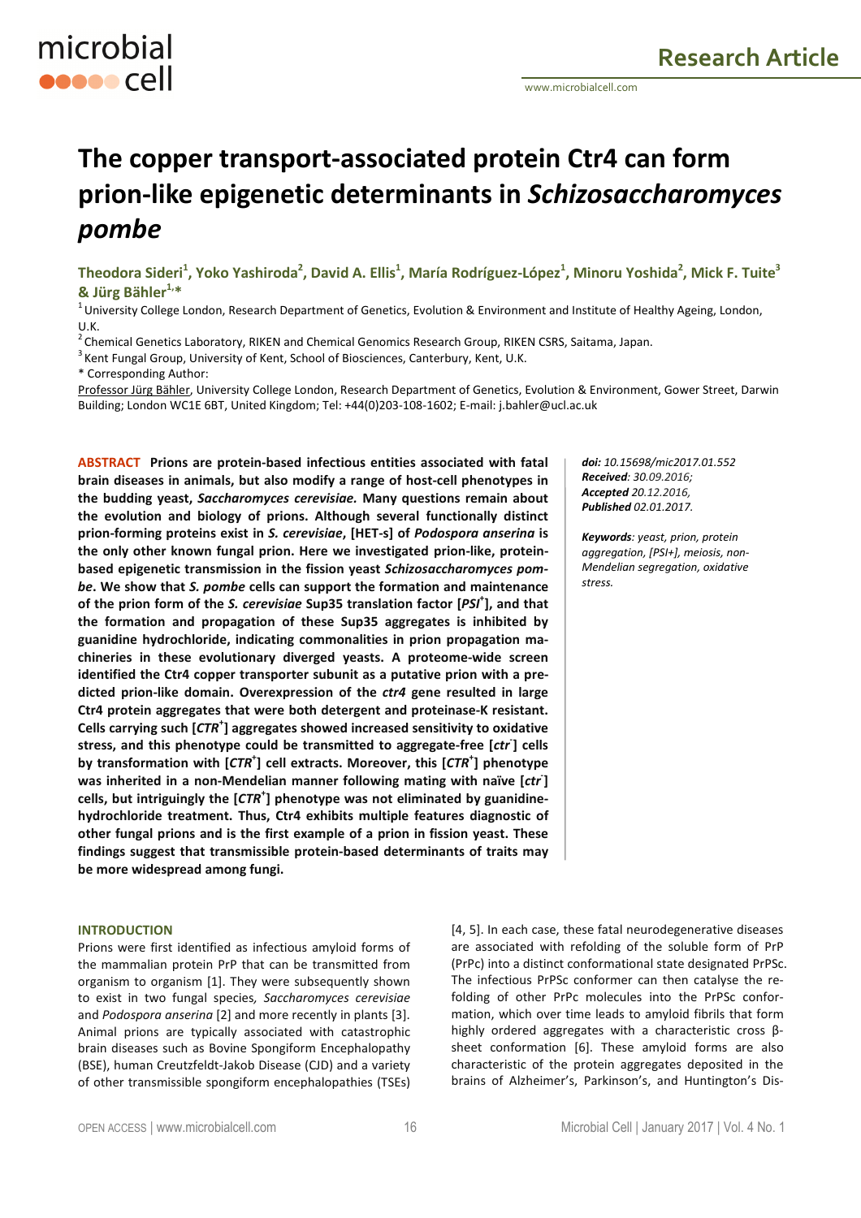# The copper transport-associated protein Ctr4 can form prion-like epigenetic determinants in *Schizosaccharomyces pombe*

**Theodora Sideri[1], Yoko Yashiroda[2], David A. Ellis[1], María Rodríguez-López[1], Minoru Yoshida[2], Mick F. Tuite[3] & Jürg Bähler[1,*]**

[1] University College London, Research Department of Genetics, Evolution & Environment and Institute of Healthy Ageing, London, U.K.
[2] Chemical Genetics Laboratory, RIKEN and Chemical Genomics Research Group, RIKEN CSRS, Saitama, Japan.
[3] Kent Fungal Group, University of Kent, School of Biosciences, Canterbury, Kent, U.K.
\* Corresponding Author:
Professor Jürg Bähler, University College London, Research Department of Genetics, Evolution & Environment, Gower Street, Darwin Building; London WC1E 6BT, United Kingdom; Tel: +44(0)203-108-1602; E-mail: j.bahler@ucl.ac.uk

**ABSTRACT** **Prions are protein-based infectious entities associated with fatal brain diseases in animals, but also modify a range of host-cell phenotypes in the budding yeast, *Saccharomyces cerevisiae.* Many questions remain about the evolution and biology of prions. Although several functionally distinct prion-forming proteins exist in *S. cerevisiae*, [HET-s] of *Podospora anserina* is the only other known fungal prion. Here we investigated prion-like, protein-based epigenetic transmission in the fission yeast *Schizosaccharomyces pombe*. We show that *S. pombe* cells can support the formation and maintenance of the prion form of the *S. cerevisiae* Sup35 translation factor [*PSI*+], and that the formation and propagation of these Sup35 aggregates is inhibited by guanidine hydrochloride, indicating commonalities in prion propagation machineries in these evolutionary diverged yeasts. A proteome-wide screen identified the Ctr4 copper transporter subunit as a putative prion with a predicted prion-like domain. Overexpression of the *ctr4* gene resulted in large Ctr4 protein aggregates that were both detergent and proteinase-K resistant. Cells carrying such [*CTR*+] aggregates showed increased sensitivity to oxidative stress, and this phenotype could be transmitted to aggregate-free [*ctr*-] cells by transformation with [*CTR*+] cell extracts. Moreover, this [*CTR*+] phenotype was inherited in a non-Mendelian manner following mating with naïve [*ctr*-] cells, but intriguingly the [*CTR*+] phenotype was not eliminated by guanidine-hydrochloride treatment. Thus, Ctr4 exhibits multiple features diagnostic of other fungal prions and is the first example of a prion in fission yeast. These findings suggest that transmissible protein-based determinants of traits may be more widespread among fungi.**

***doi:*** *10.15698/mic2017.01.552*
***Received****: 30.09.2016;*
***Accepted*** *20.12.2016,*
***Published*** *02.01.2017.*

***Keywords****: yeast, prion, protein aggregation, [PSI+], meiosis, non-Mendelian segregation, oxidative stress.*

## INTRODUCTION

Prions were first identified as infectious amyloid forms of the mammalian protein PrP that can be transmitted from organism to organism [1]. They were subsequently shown to exist in two fungal species, *Saccharomyces cerevisiae* and *Podospora anserina* [2] and more recently in plants [3]. Animal prions are typically associated with catastrophic brain diseases such as Bovine Spongiform Encephalopathy (BSE), human Creutzfeldt-Jakob Disease (CJD) and a variety of other transmissible spongiform encephalopathies (TSEs) [4, 5]. In each case, these fatal neurodegenerative diseases are associated with refolding of the soluble form of PrP (PrPc) into a distinct conformational state designated PrPSc. The infectious PrPSc conformer can then catalyse the refolding of other PrPc molecules into the PrPSc conformation, which over time leads to amyloid fibrils that form highly ordered aggregates with a characteristic cross β-sheet conformation [6]. These amyloid forms are also characteristic of the protein aggregates deposited in the brains of Alzheimer's, Parkinson's, and Huntington's Dis-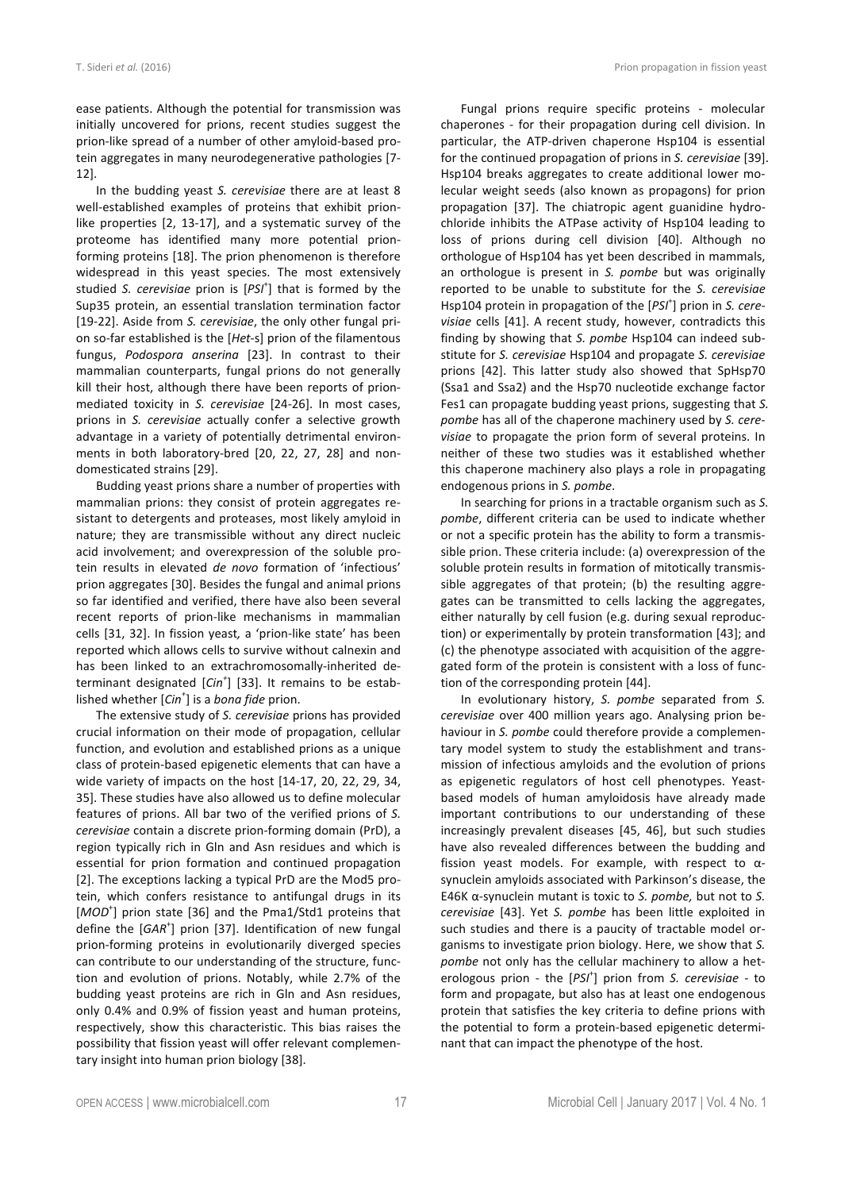ease patients. Although the potential for transmission was initially uncovered for prions, recent studies suggest the prion-like spread of a number of other amyloid-based protein aggregates in many neurodegenerative pathologies [7-12].

In the budding yeast *S. cerevisiae* there are at least 8 well-established examples of proteins that exhibit prion-like properties [2, 13-17], and a systematic survey of the proteome has identified many more potential prion-forming proteins [18]. The prion phenomenon is therefore widespread in this yeast species. The most extensively studied *S. cerevisiae* prion is [*PSI*[+]] that is formed by the Sup35 protein, an essential translation termination factor [19-22]. Aside from *S. cerevisiae*, the only other fungal prion so-far established is the [*Het*-s] prion of the filamentous fungus, *Podospora anserina* [23]. In contrast to their mammalian counterparts, fungal prions do not generally kill their host, although there have been reports of prion-mediated toxicity in *S. cerevisiae* [24-26]. In most cases, prions in *S. cerevisiae* actually confer a selective growth advantage in a variety of potentially detrimental environments in both laboratory-bred [20, 22, 27, 28] and non-domesticated strains [29].

Budding yeast prions share a number of properties with mammalian prions: they consist of protein aggregates resistant to detergents and proteases, most likely amyloid in nature; they are transmissible without any direct nucleic acid involvement; and overexpression of the soluble protein results in elevated *de novo* formation of 'infectious' prion aggregates [30]. Besides the fungal and animal prions so far identified and verified, there have also been several recent reports of prion-like mechanisms in mammalian cells [31, 32]. In fission yeast, a 'prion-like state' has been reported which allows cells to survive without calnexin and has been linked to an extrachromosomally-inherited determinant designated [*Cin*[+]] [33]. It remains to be established whether [*Cin*[+]] is a *bona fide* prion.

The extensive study of *S. cerevisiae* prions has provided crucial information on their mode of propagation, cellular function, and evolution and established prions as a unique class of protein-based epigenetic elements that can have a wide variety of impacts on the host [14-17, 20, 22, 29, 34, 35]. These studies have also allowed us to define molecular features of prions. All bar two of the verified prions of *S. cerevisiae* contain a discrete prion-forming domain (PrD), a region typically rich in Gln and Asn residues and which is essential for prion formation and continued propagation [2]. The exceptions lacking a typical PrD are the Mod5 protein, which confers resistance to antifungal drugs in its [*MOD*[+]] prion state [36] and the Pma1/Std1 proteins that define the [*GAR*[+]] prion [37]. Identification of new fungal prion-forming proteins in evolutionarily diverged species can contribute to our understanding of the structure, function and evolution of prions. Notably, while 2.7% of the budding yeast proteins are rich in Gln and Asn residues, only 0.4% and 0.9% of fission yeast and human proteins, respectively, show this characteristic. This bias raises the possibility that fission yeast will offer relevant complementary insight into human prion biology [38].

Fungal prions require specific proteins - molecular chaperones - for their propagation during cell division. In particular, the ATP-driven chaperone Hsp104 is essential for the continued propagation of prions in *S. cerevisiae* [39]. Hsp104 breaks aggregates to create additional lower molecular weight seeds (also known as propagons) for prion propagation [37]. The chiatropic agent guanidine hydrochloride inhibits the ATPase activity of Hsp104 leading to loss of prions during cell division [40]. Although no orthologue of Hsp104 has yet been described in mammals, an orthologue is present in *S. pombe* but was originally reported to be unable to substitute for the *S. cerevisiae* Hsp104 protein in propagation of the [*PSI*[+]] prion in *S. cerevisiae* cells [41]. A recent study, however, contradicts this finding by showing that *S. pombe* Hsp104 can indeed substitute for *S. cerevisiae* Hsp104 and propagate *S. cerevisiae* prions [42]. This latter study also showed that SpHsp70 (Ssa1 and Ssa2) and the Hsp70 nucleotide exchange factor Fes1 can propagate budding yeast prions, suggesting that *S. pombe* has all of the chaperone machinery used by *S. cerevisiae* to propagate the prion form of several proteins. In neither of these two studies was it established whether this chaperone machinery also plays a role in propagating endogenous prions in *S. pombe*.

In searching for prions in a tractable organism such as *S. pombe*, different criteria can be used to indicate whether or not a specific protein has the ability to form a transmissible prion. These criteria include: (a) overexpression of the soluble protein results in formation of mitotically transmissible aggregates of that protein; (b) the resulting aggregates can be transmitted to cells lacking the aggregates, either naturally by cell fusion (e.g. during sexual reproduction) or experimentally by protein transformation [43]; and (c) the phenotype associated with acquisition of the aggregated form of the protein is consistent with a loss of function of the corresponding protein [44].

In evolutionary history, *S. pombe* separated from *S. cerevisiae* over 400 million years ago. Analysing prion behaviour in *S. pombe* could therefore provide a complementary model system to study the establishment and transmission of infectious amyloids and the evolution of prions as epigenetic regulators of host cell phenotypes. Yeast-based models of human amyloidosis have already made important contributions to our understanding of these increasingly prevalent diseases [45, 46], but such studies have also revealed differences between the budding and fission yeast models. For example, with respect to α-synuclein amyloids associated with Parkinson's disease, the E46K α-synuclein mutant is toxic to *S. pombe,* but not to *S. cerevisiae* [43]. Yet *S. pombe* has been little exploited in such studies and there is a paucity of tractable model organisms to investigate prion biology. Here, we show that *S. pombe* not only has the cellular machinery to allow a heterologous prion - the [*PSI*[+]] prion from *S. cerevisiae* - to form and propagate, but also has at least one endogenous protein that satisfies the key criteria to define prions with the potential to form a protein-based epigenetic determinant that can impact the phenotype of the host.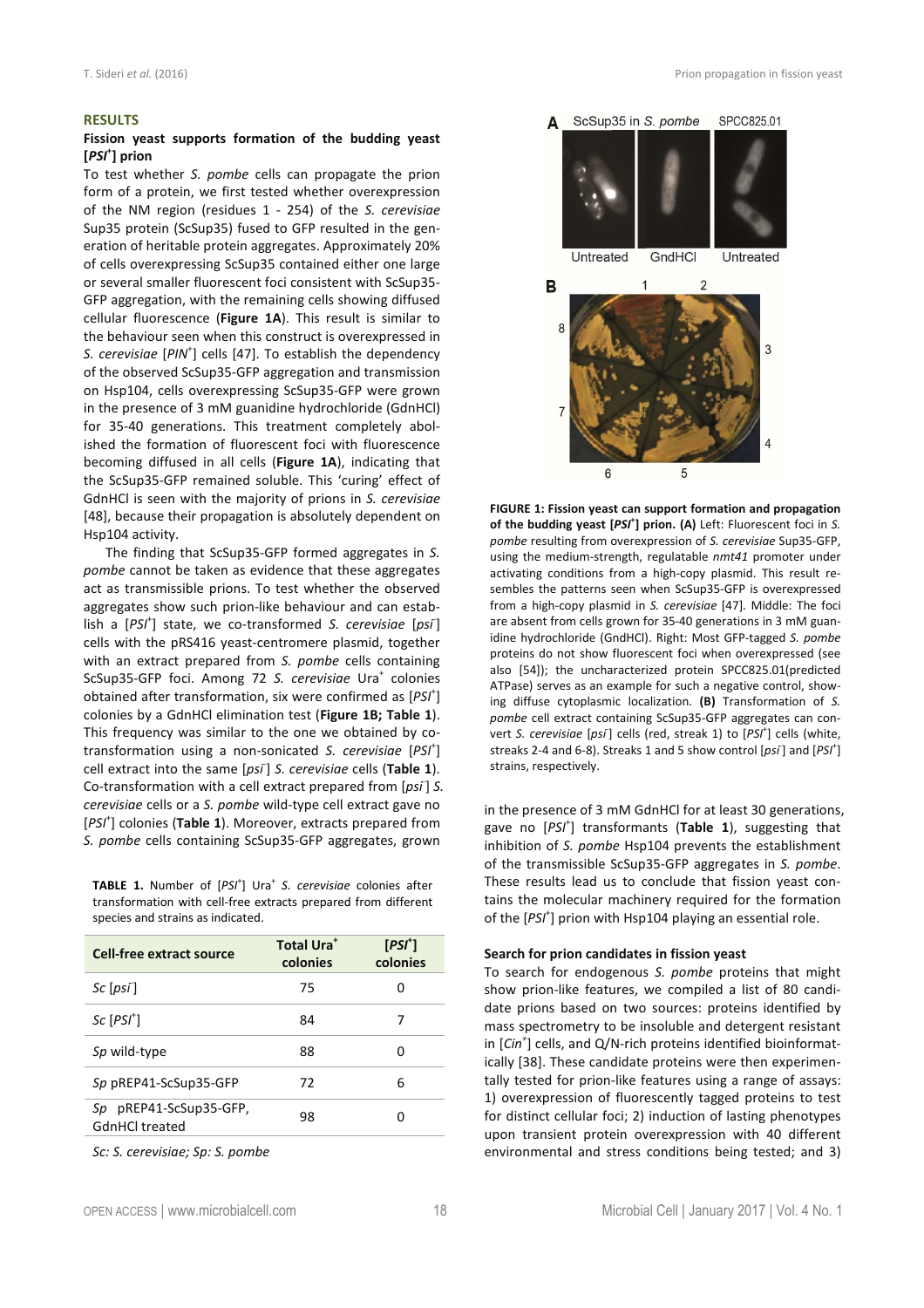## RESULTS

### Fission yeast supports formation of the budding yeast [*PSI*+] prion

To test whether *S. pombe* cells can propagate the prion form of a protein, we first tested whether overexpression of the NM region (residues 1 - 254) of the *S. cerevisiae* Sup35 protein (ScSup35) fused to GFP resulted in the generation of heritable protein aggregates. Approximately 20% of cells overexpressing ScSup35 contained either one large or several smaller fluorescent foci consistent with ScSup35-GFP aggregation, with the remaining cells showing diffused cellular fluorescence (**Figure 1A**). This result is similar to the behaviour seen when this construct is overexpressed in *S. cerevisiae* [*PIN*+] cells [47]. To establish the dependency of the observed ScSup35-GFP aggregation and transmission on Hsp104, cells overexpressing ScSup35-GFP were grown in the presence of 3 mM guanidine hydrochloride (GdnHCl) for 35-40 generations. This treatment completely abolished the formation of fluorescent foci with fluorescence becoming diffused in all cells (**Figure 1A**), indicating that the ScSup35-GFP remained soluble. This 'curing' effect of GdnHCl is seen with the majority of prions in *S. cerevisiae* [48], because their propagation is absolutely dependent on Hsp104 activity.

The finding that ScSup35-GFP formed aggregates in *S. pombe* cannot be taken as evidence that these aggregates act as transmissible prions. To test whether the observed aggregates show such prion-like behaviour and can establish a [*PSI*+] state, we co-transformed *S. cerevisiae* [*psi*-] cells with the pRS416 yeast-centromere plasmid, together with an extract prepared from *S. pombe* cells containing ScSup35-GFP foci. Among 72 *S. cerevisiae* Ura+ colonies obtained after transformation, six were confirmed as [*PSI*+] colonies by a GdnHCl elimination test (**Figure 1B; Table 1**). This frequency was similar to the one we obtained by co-transformation using a non-sonicated *S. cerevisiae* [*PSI*+] cell extract into the same [*psi*-] *S. cerevisiae* cells (**Table 1**). Co-transformation with a cell extract prepared from [*psi*-] *S. cerevisiae* cells or a *S. pombe* wild-type cell extract gave no [*PSI*+] colonies (**Table 1**). Moreover, extracts prepared from *S. pombe* cells containing ScSup35-GFP aggregates, grown in the presence of 3 mM GdnHCl for at least 30 generations, gave no [*PSI*+] transformants (**Table 1**), suggesting that inhibition of *S. pombe* Hsp104 prevents the establishment of the transmissible ScSup35-GFP aggregates in *S. pombe*. These results lead us to conclude that fission yeast contains the molecular machinery required for the formation of the [*PSI*+] prion with Hsp104 playing an essential role.

**FIGURE 1: Fission yeast can support formation and propagation of the budding yeast [*PSI*+] prion. (A)** Left: Fluorescent foci in *S. pombe* resulting from overexpression of *S. cerevisiae* Sup35-GFP, using the medium-strength, regulatable *nmt41* promoter under activating conditions from a high-copy plasmid. This result resembles the patterns seen when ScSup35-GFP is overexpressed from a high-copy plasmid in *S. cerevisiae* [47]. Middle: The foci are absent from cells grown for 35-40 generations in 3 mM guanidine hydrochloride (GdnHCl). Right: Most GFP-tagged *S. pombe* proteins do not show fluorescent foci when overexpressed (see also [54]); the uncharacterized protein SPCC825.01(predicted ATPase) serves as an example for such a negative control, showing diffuse cytoplasmic localization. **(B)** Transformation of *S. pombe* cell extract containing ScSup35-GFP aggregates can convert *S. cerevisiae* [*psi*-] cells (red, streak 1) to [*PSI*+] cells (white, streaks 2-4 and 6-8). Streaks 1 and 5 show control [*psi*-] and [*PSI*+] strains, respectively.

**TABLE 1.** Number of [*PSI*+] Ura+ *S. cerevisiae* colonies after transformation with cell-free extracts prepared from different species and strains as indicated.

| Cell-free extract source | Total Ura+ colonies | [*PSI*+] colonies |
|---|---|---|
| *Sc* [*psi*-] | 75 | 0 |
| *Sc* [*PSI*+] | 84 | 7 |
| *Sp* wild-type | 88 | 0 |
| *Sp* pREP41-ScSup35-GFP | 72 | 6 |
| *Sp* pREP41-ScSup35-GFP, GdnHCl treated | 98 | 0 |

*Sc: S. cerevisiae; Sp: S. pombe*

### Search for prion candidates in fission yeast

To search for endogenous *S. pombe* proteins that might show prion-like features, we compiled a list of 80 candidate prions based on two sources: proteins identified by mass spectrometry to be insoluble and detergent resistant in [*Cin*+] cells, and Q/N-rich proteins identified bioinformatically [38]. These candidate proteins were then experimentally tested for prion-like features using a range of assays: 1) overexpression of fluorescently tagged proteins to test for distinct cellular foci; 2) induction of lasting phenotypes upon transient protein overexpression with 40 different environmental and stress conditions being tested; and 3)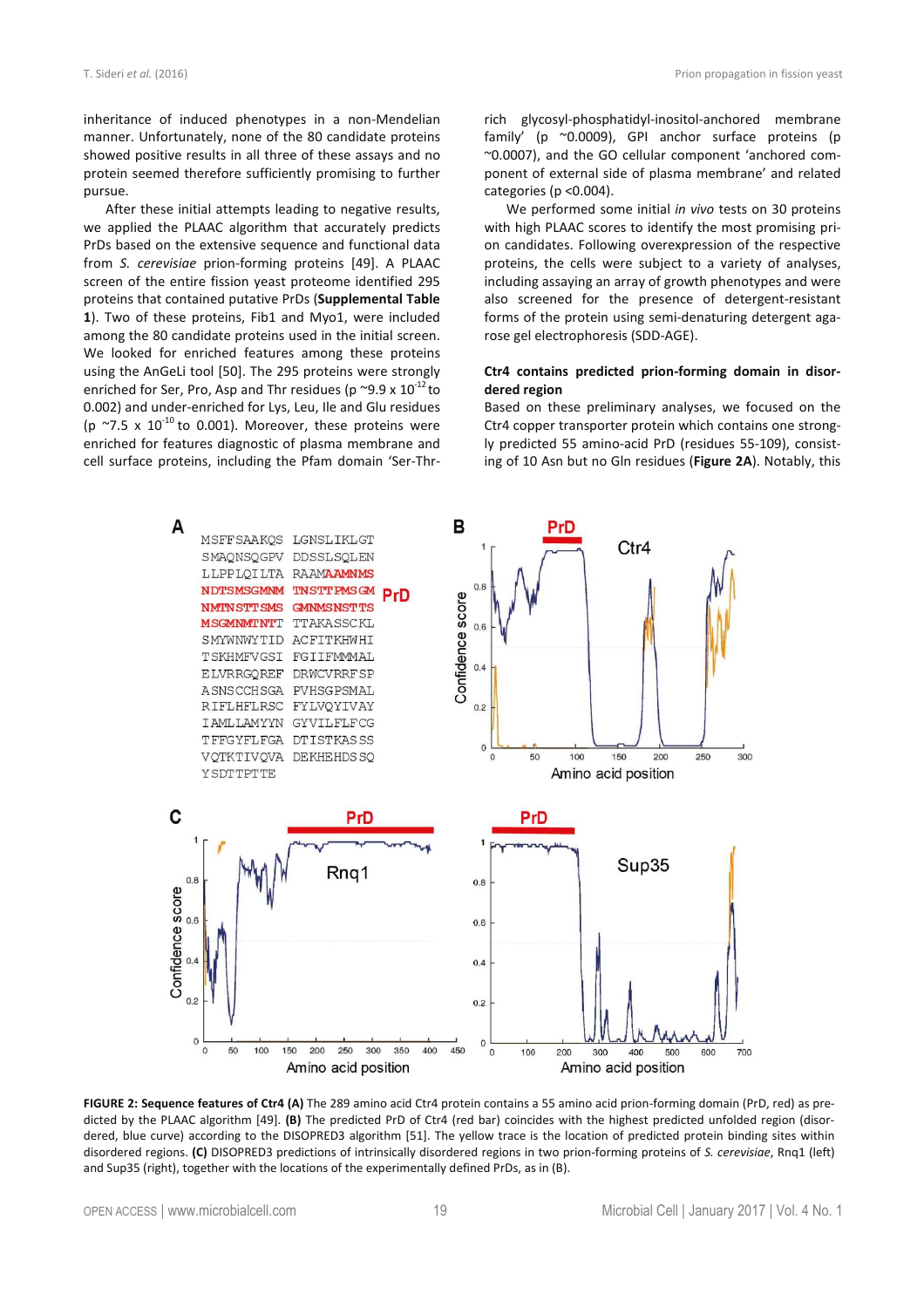inheritance of induced phenotypes in a non-Mendelian manner. Unfortunately, none of the 80 candidate proteins showed positive results in all three of these assays and no protein seemed therefore sufficiently promising to further pursue.

After these initial attempts leading to negative results, we applied the PLAAC algorithm that accurately predicts PrDs based on the extensive sequence and functional data from *S. cerevisiae* prion-forming proteins [49]. A PLAAC screen of the entire fission yeast proteome identified 295 proteins that contained putative PrDs (**Supplemental Table 1**). Two of these proteins, Fib1 and Myo1, were included among the 80 candidate proteins used in the initial screen. We looked for enriched features among these proteins using the AnGeLi tool [50]. The 295 proteins were strongly enriched for Ser, Pro, Asp and Thr residues (p ~$9.9 \times 10^{-12}$ to 0.002) and under-enriched for Lys, Leu, Ile and Glu residues (p ~$7.5 \times 10^{-10}$ to 0.001). Moreover, these proteins were enriched for features diagnostic of plasma membrane and cell surface proteins, including the Pfam domain 'Ser-Thr-rich glycosyl-phosphatidyl-inositol-anchored membrane family' (p ~0.0009), GPI anchor surface proteins (p ~0.0007), and the GO cellular component 'anchored component of external side of plasma membrane' and related categories (p <0.004).

We performed some initial *in vivo* tests on 30 proteins with high PLAAC scores to identify the most promising prion candidates. Following overexpression of the respective proteins, the cells were subject to a variety of analyses, including assaying an array of growth phenotypes and were also screened for the presence of detergent-resistant forms of the protein using semi-denaturing detergent agarose gel electrophoresis (SDD-AGE).

### Ctr4 contains predicted prion-forming domain in disordered region

Based on these preliminary analyses, we focused on the Ctr4 copper transporter protein which contains one strongly predicted 55 amino-acid PrD (residues 55-109), consisting of 10 Asn but no Gln residues (**Figure 2A**). Notably, this

**FIGURE 2: Sequence features of Ctr4 (A)** The 289 amino acid Ctr4 protein contains a 55 amino acid prion-forming domain (PrD, red) as predicted by the PLAAC algorithm [49]. **(B)** The predicted PrD of Ctr4 (red bar) coincides with the highest predicted unfolded region (disordered, blue curve) according to the DISOPRED3 algorithm [51]. The yellow trace is the location of predicted protein binding sites within disordered regions. **(C)** DISOPRED3 predictions of intrinsically disordered regions in two prion-forming proteins of *S. cerevisiae*, Rnq1 (left) and Sup35 (right), together with the locations of the experimentally defined PrDs, as in (B).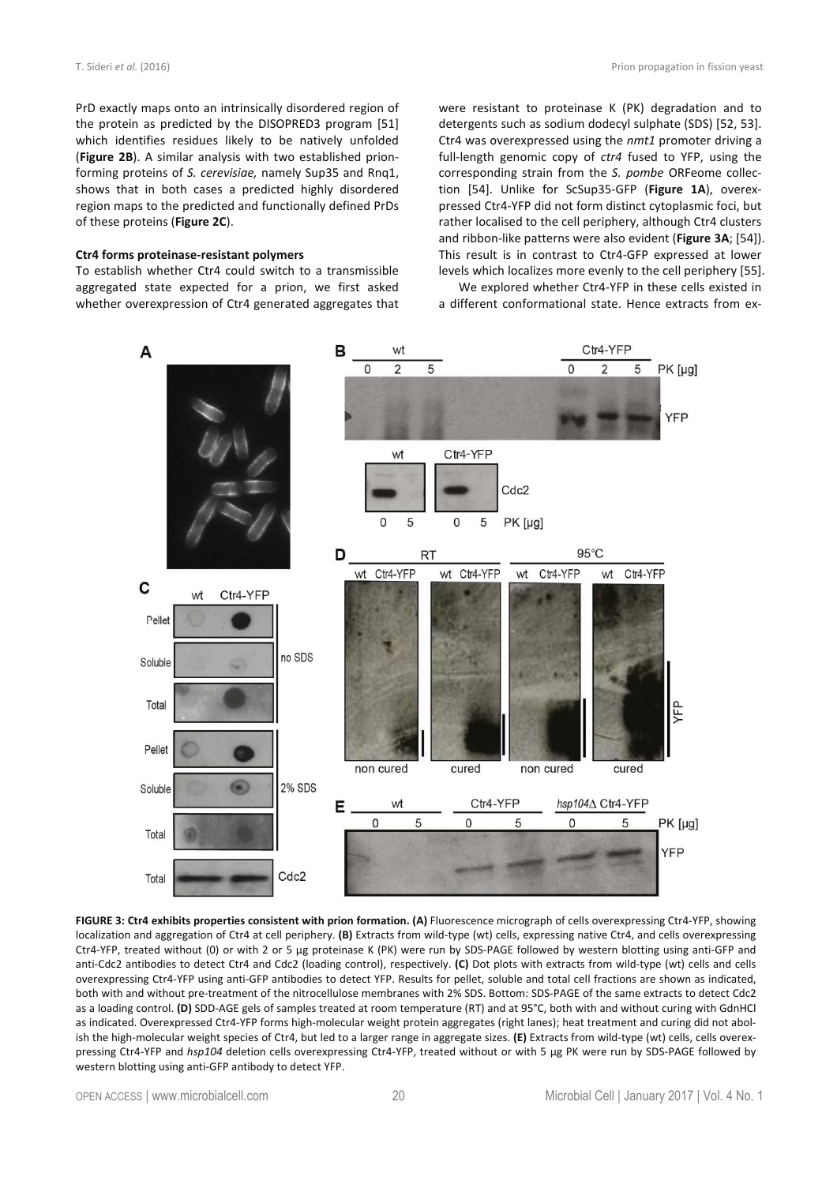PrD exactly maps onto an intrinsically disordered region of the protein as predicted by the DISOPRED3 program [51] which identifies residues likely to be natively unfolded (**Figure 2B**). A similar analysis with two established prion-forming proteins of *S. cerevisiae,* namely Sup35 and Rnq1, shows that in both cases a predicted highly disordered region maps to the predicted and functionally defined PrDs of these proteins (**Figure 2C**).

### Ctr4 forms proteinase-resistant polymers

To establish whether Ctr4 could switch to a transmissible aggregated state expected for a prion, we first asked whether overexpression of Ctr4 generated aggregates that were resistant to proteinase K (PK) degradation and to detergents such as sodium dodecyl sulphate (SDS) [52, 53]. Ctr4 was overexpressed using the *nmt1* promoter driving a full-length genomic copy of *ctr4* fused to YFP, using the corresponding strain from the *S. pombe* ORFeome collection [54]. Unlike for ScSup35-GFP (**Figure 1A**), overexpressed Ctr4-YFP did not form distinct cytoplasmic foci, but rather localised to the cell periphery, although Ctr4 clusters and ribbon-like patterns were also evident (**Figure 3A**; [54]). This result is in contrast to Ctr4-GFP expressed at lower levels which localizes more evenly to the cell periphery [55].

We explored whether Ctr4-YFP in these cells existed in a different conformational state. Hence extracts from ex-

**FIGURE 3: Ctr4 exhibits properties consistent with prion formation. (A)** Fluorescence micrograph of cells overexpressing Ctr4-YFP, showing localization and aggregation of Ctr4 at cell periphery. **(B)** Extracts from wild-type (wt) cells, expressing native Ctr4, and cells overexpressing Ctr4-YFP, treated without (0) or with 2 or 5 µg proteinase K (PK) were run by SDS-PAGE followed by western blotting using anti-GFP and anti-Cdc2 antibodies to detect Ctr4 and Cdc2 (loading control), respectively. **(C)** Dot plots with extracts from wild-type (wt) cells and cells overexpressing Ctr4-YFP using anti-GFP antibodies to detect YFP. Results for pellet, soluble and total cell fractions are shown as indicated, both with and without pre-treatment of the nitrocellulose membranes with 2% SDS. Bottom: SDS-PAGE of the same extracts to detect Cdc2 as a loading control. **(D)** SDD-AGE gels of samples treated at room temperature (RT) and at 95°C, both with and without curing with GdnHCl as indicated. Overexpressed Ctr4-YFP forms high-molecular weight protein aggregates (right lanes); heat treatment and curing did not abolish the high-molecular weight species of Ctr4, but led to a larger range in aggregate sizes. **(E)** Extracts from wild-type (wt) cells, cells overexpressing Ctr4-YFP and *hsp104* deletion cells overexpressing Ctr4-YFP, treated without or with 5 µg PK were run by SDS-PAGE followed by western blotting using anti-GFP antibody to detect YFP.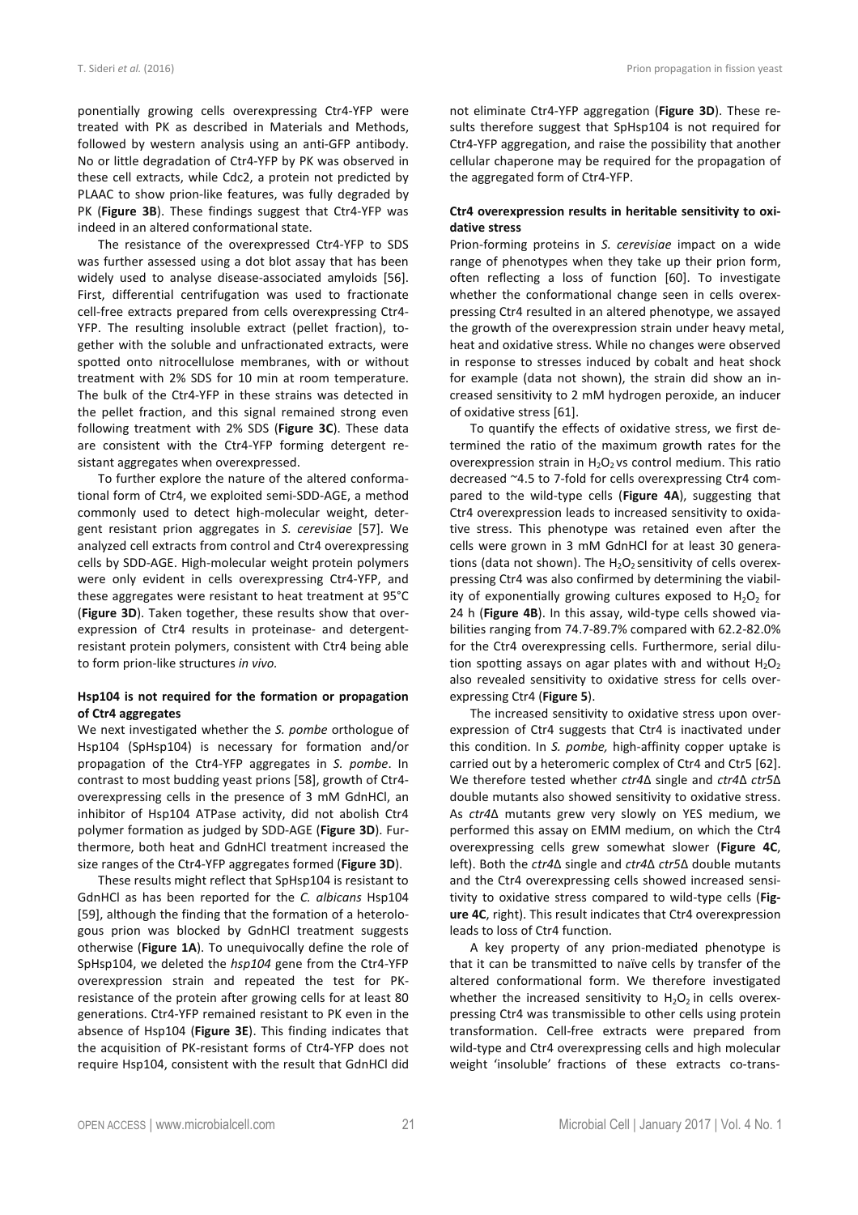ponentially growing cells overexpressing Ctr4-YFP were treated with PK as described in Materials and Methods, followed by western analysis using an anti-GFP antibody. No or little degradation of Ctr4-YFP by PK was observed in these cell extracts, while Cdc2, a protein not predicted by PLAAC to show prion-like features, was fully degraded by PK (**Figure 3B**). These findings suggest that Ctr4-YFP was indeed in an altered conformational state.

The resistance of the overexpressed Ctr4-YFP to SDS was further assessed using a dot blot assay that has been widely used to analyse disease-associated amyloids [56]. First, differential centrifugation was used to fractionate cell-free extracts prepared from cells overexpressing Ctr4-YFP. The resulting insoluble extract (pellet fraction), together with the soluble and unfractionated extracts, were spotted onto nitrocellulose membranes, with or without treatment with 2% SDS for 10 min at room temperature. The bulk of the Ctr4-YFP in these strains was detected in the pellet fraction, and this signal remained strong even following treatment with 2% SDS (**Figure 3C**). These data are consistent with the Ctr4-YFP forming detergent resistant aggregates when overexpressed.

To further explore the nature of the altered conformational form of Ctr4, we exploited semi-SDD-AGE, a method commonly used to detect high-molecular weight, detergent resistant prion aggregates in *S. cerevisiae* [57]. We analyzed cell extracts from control and Ctr4 overexpressing cells by SDD-AGE. High-molecular weight protein polymers were only evident in cells overexpressing Ctr4-YFP, and these aggregates were resistant to heat treatment at 95°C (**Figure 3D**). Taken together, these results show that overexpression of Ctr4 results in proteinase- and detergent-resistant protein polymers, consistent with Ctr4 being able to form prion-like structures *in vivo.*

### Hsp104 is not required for the formation or propagation of Ctr4 aggregates

We next investigated whether the *S. pombe* orthologue of Hsp104 (SpHsp104) is necessary for formation and/or propagation of the Ctr4-YFP aggregates in *S. pombe*. In contrast to most budding yeast prions [58], growth of Ctr4-overexpressing cells in the presence of 3 mM GdnHCl, an inhibitor of Hsp104 ATPase activity, did not abolish Ctr4 polymer formation as judged by SDD-AGE (**Figure 3D**). Furthermore, both heat and GdnHCl treatment increased the size ranges of the Ctr4-YFP aggregates formed (**Figure 3D**).

These results might reflect that SpHsp104 is resistant to GdnHCl as has been reported for the *C. albicans* Hsp104 [59], although the finding that the formation of a heterologous prion was blocked by GdnHCl treatment suggests otherwise (**Figure 1A**). To unequivocally define the role of SpHsp104, we deleted the *hsp104* gene from the Ctr4-YFP overexpression strain and repeated the test for PK-resistance of the protein after growing cells for at least 80 generations. Ctr4-YFP remained resistant to PK even in the absence of Hsp104 (**Figure 3E**). This finding indicates that the acquisition of PK-resistant forms of Ctr4-YFP does not require Hsp104, consistent with the result that GdnHCl did not eliminate Ctr4-YFP aggregation (**Figure 3D**). These results therefore suggest that SpHsp104 is not required for Ctr4-YFP aggregation, and raise the possibility that another cellular chaperone may be required for the propagation of the aggregated form of Ctr4-YFP.

### Ctr4 overexpression results in heritable sensitivity to oxidative stress

Prion-forming proteins in *S. cerevisiae* impact on a wide range of phenotypes when they take up their prion form, often reflecting a loss of function [60]. To investigate whether the conformational change seen in cells overexpressing Ctr4 resulted in an altered phenotype, we assayed the growth of the overexpression strain under heavy metal, heat and oxidative stress. While no changes were observed in response to stresses induced by cobalt and heat shock for example (data not shown), the strain did show an increased sensitivity to 2 mM hydrogen peroxide, an inducer of oxidative stress [61].

To quantify the effects of oxidative stress, we first determined the ratio of the maximum growth rates for the overexpression strain in $H_2O_2$ vs control medium. This ratio decreased ~4.5 to 7-fold for cells overexpressing Ctr4 compared to the wild-type cells (**Figure 4A**), suggesting that Ctr4 overexpression leads to increased sensitivity to oxidative stress. This phenotype was retained even after the cells were grown in 3 mM GdnHCl for at least 30 generations (data not shown). The $H_2O_2$ sensitivity of cells overexpressing Ctr4 was also confirmed by determining the viability of exponentially growing cultures exposed to $H_2O_2$ for 24 h (**Figure 4B**). In this assay, wild-type cells showed viabilities ranging from 74.7-89.7% compared with 62.2-82.0% for the Ctr4 overexpressing cells. Furthermore, serial dilution spotting assays on agar plates with and without $H_2O_2$ also revealed sensitivity to oxidative stress for cells overexpressing Ctr4 (**Figure 5**).

The increased sensitivity to oxidative stress upon overexpression of Ctr4 suggests that Ctr4 is inactivated under this condition. In *S. pombe,* high-affinity copper uptake is carried out by a heteromeric complex of Ctr4 and Ctr5 [62]. We therefore tested whether *ctr4*Δ single and *ctr4*Δ *ctr5*Δ double mutants also showed sensitivity to oxidative stress. As *ctr4*Δ mutants grew very slowly on YES medium, we performed this assay on EMM medium, on which the Ctr4 overexpressing cells grew somewhat slower (**Figure 4C**, left). Both the *ctr4*Δ single and *ctr4*Δ *ctr5*Δ double mutants and the Ctr4 overexpressing cells showed increased sensitivity to oxidative stress compared to wild-type cells (**Figure 4C**, right). This result indicates that Ctr4 overexpression leads to loss of Ctr4 function.

A key property of any prion-mediated phenotype is that it can be transmitted to naïve cells by transfer of the altered conformational form. We therefore investigated whether the increased sensitivity to $H_2O_2$ in cells overexpressing Ctr4 was transmissible to other cells using protein transformation. Cell-free extracts were prepared from wild-type and Ctr4 overexpressing cells and high molecular weight 'insoluble' fractions of these extracts co-trans-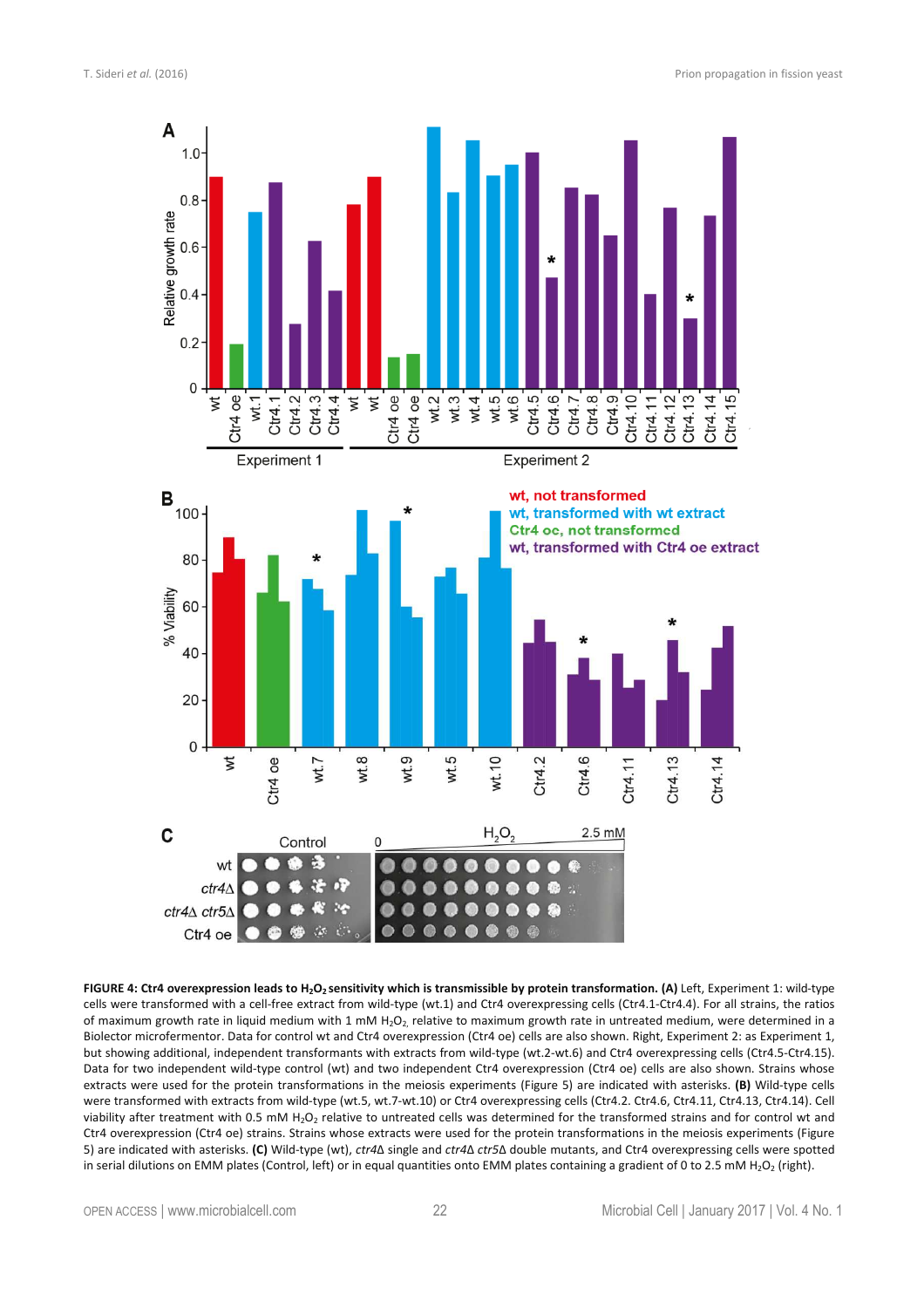**FIGURE 4: Ctr4 overexpression leads to $H_2O_2$ sensitivity which is transmissible by protein transformation. (A)** Left, Experiment 1: wild-type cells were transformed with a cell-free extract from wild-type (wt.1) and Ctr4 overexpressing cells (Ctr4.1-Ctr4.4). For all strains, the ratios of maximum growth rate in liquid medium with 1 mM $H_2O_2$, relative to maximum growth rate in untreated medium, were determined in a Biolector microfermentor. Data for control wt and Ctr4 overexpression (Ctr4 oe) cells are also shown. Right, Experiment 2: as Experiment 1, but showing additional, independent transformants with extracts from wild-type (wt.2-wt.6) and Ctr4 overexpressing cells (Ctr4.5-Ctr4.15). Data for two independent wild-type control (wt) and two independent Ctr4 overexpression (Ctr4 oe) cells are also shown. Strains whose extracts were used for the protein transformations in the meiosis experiments (Figure 5) are indicated with asterisks. **(B)** Wild-type cells were transformed with extracts from wild-type (wt.5, wt.7-wt.10) or Ctr4 overexpressing cells (Ctr4.2. Ctr4.6, Ctr4.11, Ctr4.13, Ctr4.14). Cell viability after treatment with 0.5 mM $H_2O_2$ relative to untreated cells was determined for the transformed strains and for control wt and Ctr4 overexpression (Ctr4 oe) strains. Strains whose extracts were used for the protein transformations in the meiosis experiments (Figure 5) are indicated with asterisks. **(C)** Wild-type (wt), *ctr4Δ* single and *ctr4Δ ctr5Δ* double mutants, and Ctr4 overexpressing cells were spotted in serial dilutions on EMM plates (Control, left) or in equal quantities onto EMM plates containing a gradient of 0 to 2.5 mM $H_2O_2$ (right).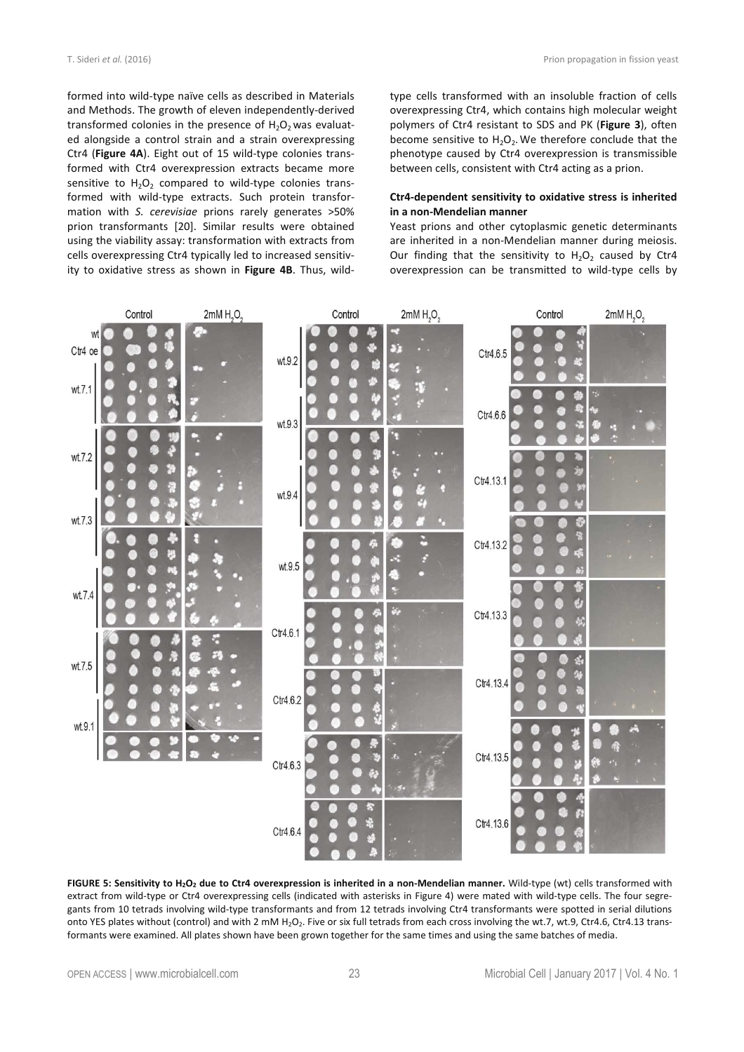formed into wild-type naïve cells as described in Materials and Methods. The growth of eleven independently-derived transformed colonies in the presence of $H_2O_2$ was evaluated alongside a control strain and a strain overexpressing Ctr4 (**Figure 4A**). Eight out of 15 wild-type colonies transformed with Ctr4 overexpression extracts became more sensitive to $H_2O_2$ compared to wild-type colonies transformed with wild-type extracts. Such protein transformation with *S. cerevisiae* prions rarely generates >50% prion transformants [20]. Similar results were obtained using the viability assay: transformation with extracts from cells overexpressing Ctr4 typically led to increased sensitivity to oxidative stress as shown in **Figure 4B**. Thus, wild-type cells transformed with an insoluble fraction of cells overexpressing Ctr4, which contains high molecular weight polymers of Ctr4 resistant to SDS and PK (**Figure 3**), often become sensitive to $H_2O_2$. We therefore conclude that the phenotype caused by Ctr4 overexpression is transmissible between cells, consistent with Ctr4 acting as a prion.

### Ctr4-dependent sensitivity to oxidative stress is inherited in a non-Mendelian manner

Yeast prions and other cytoplasmic genetic determinants are inherited in a non-Mendelian manner during meiosis. Our finding that the sensitivity to $H_2O_2$ caused by Ctr4 overexpression can be transmitted to wild-type cells by

**FIGURE 5: Sensitivity to $H_2O_2$ due to Ctr4 overexpression is inherited in a non-Mendelian manner.** Wild-type (wt) cells transformed with extract from wild-type or Ctr4 overexpressing cells (indicated with asterisks in Figure 4) were mated with wild-type cells. The four segregants from 10 tetrads involving wild-type transformants and from 12 tetrads involving Ctr4 transformants were spotted in serial dilutions onto YES plates without (control) and with 2 mM $H_2O_2$. Five or six full tetrads from each cross involving the wt.7, wt.9, Ctr4.6, Ctr4.13 transformants were examined. All plates shown have been grown together for the same times and using the same batches of media.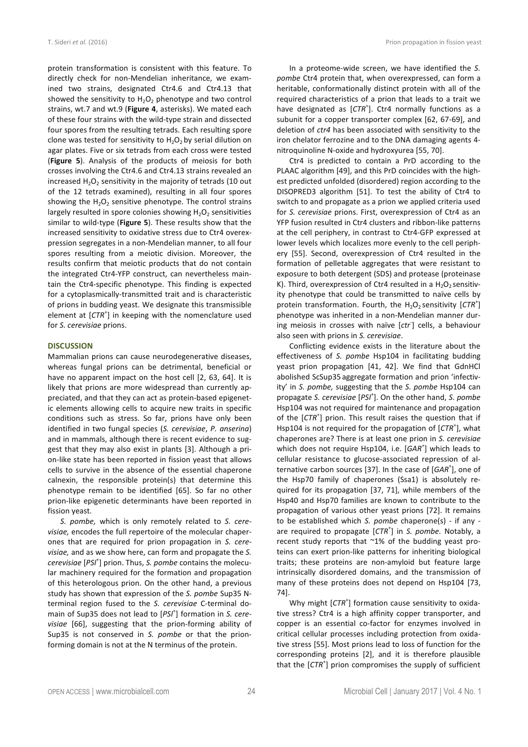protein transformation is consistent with this feature. To directly check for non-Mendelian inheritance, we examined two strains, designated Ctr4.6 and Ctr4.13 that showed the sensitivity to $H_2O_2$ phenotype and two control strains, wt.7 and wt.9 (**Figure 4**, asterisks). We mated each of these four strains with the wild-type strain and dissected four spores from the resulting tetrads. Each resulting spore clone was tested for sensitivity to $H_2O_2$ by serial dilution on agar plates. Five or six tetrads from each cross were tested (**Figure 5**). Analysis of the products of meiosis for both crosses involving the Ctr4.6 and Ctr4.13 strains revealed an increased $H_2O_2$ sensitivity in the majority of tetrads (10 out of the 12 tetrads examined), resulting in all four spores showing the $H_2O_2$ sensitive phenotype. The control strains largely resulted in spore colonies showing $H_2O_2$ sensitivities similar to wild-type (**Figure 5**). These results show that the increased sensitivity to oxidative stress due to Ctr4 overexpression segregates in a non-Mendelian manner, to all four spores resulting from a meiotic division. Moreover, the results confirm that meiotic products that do not contain the integrated Ctr4-YFP construct, can nevertheless maintain the Ctr4-specific phenotype. This finding is expected for a cytoplasmically-transmitted trait and is characteristic of prions in budding yeast. We designate this transmissible element at [*CTR*$^+$] in keeping with the nomenclature used for *S. cerevisiae* prions.

## DISCUSSION

Mammalian prions can cause neurodegenerative diseases, whereas fungal prions can be detrimental, beneficial or have no apparent impact on the host cell [2, 63, 64]. It is likely that prions are more widespread than currently appreciated, and that they can act as protein-based epigenetic elements allowing cells to acquire new traits in specific conditions such as stress. So far, prions have only been identified in two fungal species (*S. cerevisiae*, *P. anserina*) and in mammals, although there is recent evidence to suggest that they may also exist in plants [3]. Although a prion-like state has been reported in fission yeast that allows cells to survive in the absence of the essential chaperone calnexin, the responsible protein(s) that determine this phenotype remain to be identified [65]. So far no other prion-like epigenetic determinants have been reported in fission yeast.

*S. pombe,* which is only remotely related to *S. cerevisiae,* encodes the full repertoire of the molecular chaperones that are required for prion propagation in *S. cerevisiae,* and as we show here, can form and propagate the *S. cerevisiae* [*PSI*$^+$] prion. Thus, *S. pombe* contains the molecular machinery required for the formation and propagation of this heterologous prion. On the other hand, a previous study has shown that expression of the *S. pombe* Sup35 N-terminal region fused to the *S. cerevisiae* C-terminal domain of Sup35 does not lead to [*PSI*$^+$] formation in *S. cerevisiae* [66], suggesting that the prion-forming ability of Sup35 is not conserved in *S. pombe* or that the prion-forming domain is not at the N terminus of the protein.

In a proteome-wide screen, we have identified the *S. pombe* Ctr4 protein that, when overexpressed, can form a heritable, conformationally distinct protein with all of the required characteristics of a prion that leads to a trait we have designated as [*CTR*$^+$]. Ctr4 normally functions as a subunit for a copper transporter complex [62, 67-69], and deletion of *ctr4* has been associated with sensitivity to the iron chelator ferrozine and to the DNA damaging agents 4-nitroquinoline N-oxide and hydroxyurea [55, 70].

Ctr4 is predicted to contain a PrD according to the PLAAC algorithm [49], and this PrD coincides with the highest predicted unfolded (disordered) region according to the DISOPRED3 algorithm [51]. To test the ability of Ctr4 to switch to and propagate as a prion we applied criteria used for *S. cerevisiae* prions. First, overexpression of Ctr4 as an YFP fusion resulted in Ctr4 clusters and ribbon-like patterns at the cell periphery, in contrast to Ctr4-GFP expressed at lower levels which localizes more evenly to the cell periphery [55]. Second, overexpression of Ctr4 resulted in the formation of pelletable aggregates that were resistant to exposure to both detergent (SDS) and protease (proteinase K). Third, overexpression of Ctr4 resulted in a $H_2O_2$ sensitivity phenotype that could be transmitted to naïve cells by protein transformation. Fourth, the $H_2O_2$ sensitivity [*CTR*$^+$] phenotype was inherited in a non-Mendelian manner during meiosis in crosses with naïve [*ctr*$^-$] cells, a behaviour also seen with prions in *S. cerevisiae*.

Conflicting evidence exists in the literature about the effectiveness of *S. pombe* Hsp104 in facilitating budding yeast prion propagation [41, 42]. We find that GdnHCl abolished ScSup35 aggregate formation and prion 'infectivity' in *S. pombe,* suggesting that the *S. pombe* Hsp104 can propagate *S. cerevisiae* [*PSI*$^+$]. On the other hand, *S. pombe* Hsp104 was not required for maintenance and propagation of the [*CTR*$^+$] prion. This result raises the question that if Hsp104 is not required for the propagation of [*CTR*$^+$], what chaperones are? There is at least one prion in *S. cerevisiae* which does not require Hsp104, i.e. [*GAR*$^+$] which leads to cellular resistance to glucose-associated repression of alternative carbon sources [37]. In the case of [*GAR*$^+$], one of the Hsp70 family of chaperones (Ssa1) is absolutely required for its propagation [37, 71], while members of the Hsp40 and Hsp70 families are known to contribute to the propagation of various other yeast prions [72]. It remains to be established which *S. pombe* chaperone(s) - if any - are required to propagate [*CTR*$^+$] in *S. pombe.* Notably, a recent study reports that ~1% of the budding yeast proteins can exert prion-like patterns for inheriting biological traits; these proteins are non-amyloid but feature large intrinsically disordered domains, and the transmission of many of these proteins does not depend on Hsp104 [73, 74].

Why might [*CTR*$^+$] formation cause sensitivity to oxidative stress? Ctr4 is a high affinity copper transporter, and copper is an essential co-factor for enzymes involved in critical cellular processes including protection from oxidative stress [55]. Most prions lead to loss of function for the corresponding proteins [2], and it is therefore plausible that the [*CTR*$^+$] prion compromises the supply of sufficient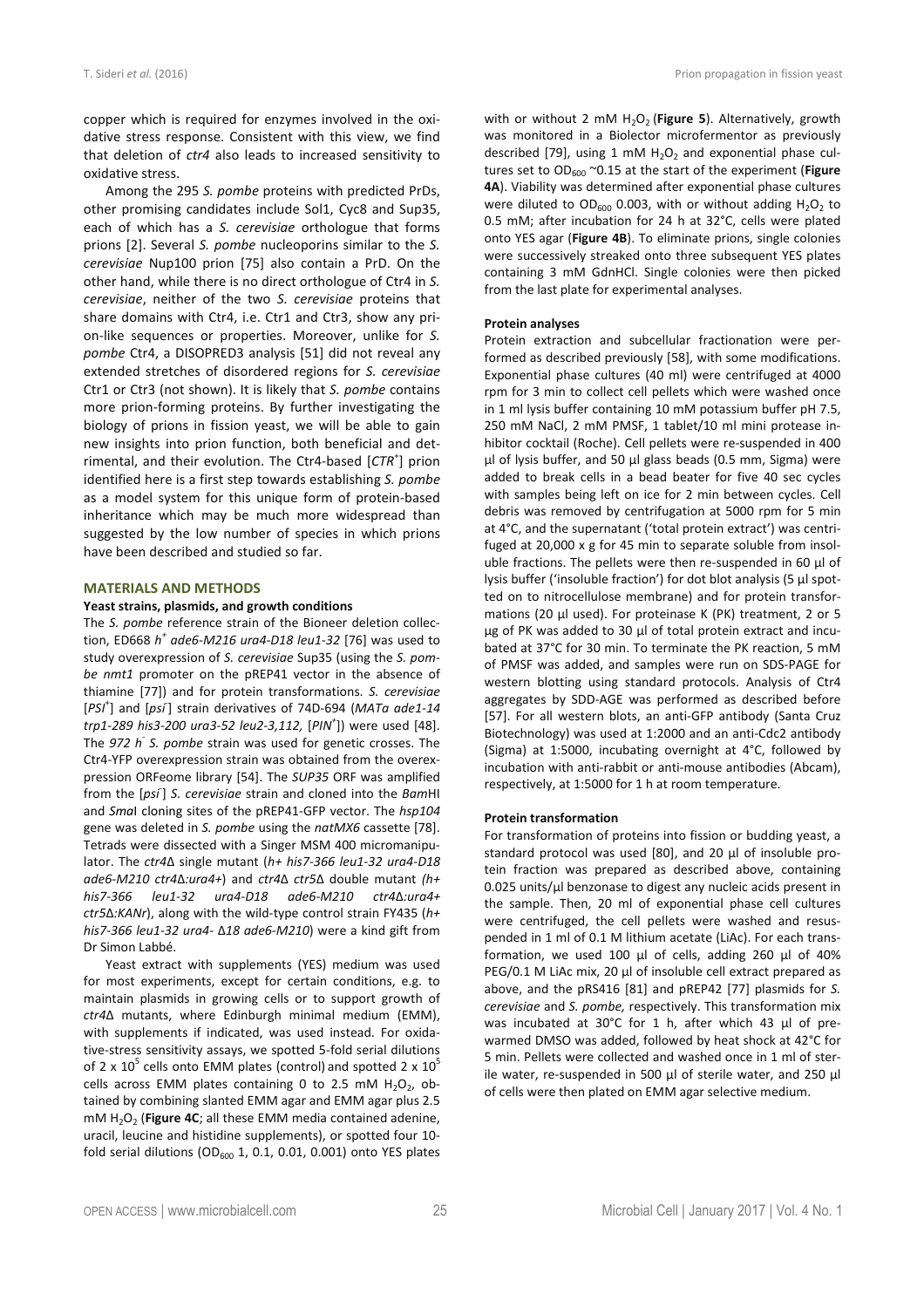copper which is required for enzymes involved in the oxidative stress response. Consistent with this view, we find that deletion of *ctr4* also leads to increased sensitivity to oxidative stress.

Among the 295 *S. pombe* proteins with predicted PrDs, other promising candidates include Sol1, Cyc8 and Sup35, each of which has a *S. cerevisiae* orthologue that forms prions [2]. Several *S. pombe* nucleoporins similar to the *S. cerevisiae* Nup100 prion [75] also contain a PrD. On the other hand, while there is no direct orthologue of Ctr4 in *S. cerevisiae*, neither of the two *S. cerevisiae* proteins that share domains with Ctr4, i.e. Ctr1 and Ctr3, show any prion-like sequences or properties. Moreover, unlike for *S. pombe* Ctr4, a DISOPRED3 analysis [51] did not reveal any extended stretches of disordered regions for *S. cerevisiae* Ctr1 or Ctr3 (not shown). It is likely that *S. pombe* contains more prion-forming proteins. By further investigating the biology of prions in fission yeast, we will be able to gain new insights into prion function, both beneficial and detrimental, and their evolution. The Ctr4-based [$CTR^+$] prion identified here is a first step towards establishing *S. pombe* as a model system for this unique form of protein-based inheritance which may be much more widespread than suggested by the low number of species in which prions have been described and studied so far.

## MATERIALS AND METHODS

### Yeast strains, plasmids, and growth conditions

The *S. pombe* reference strain of the Bioneer deletion collection, ED668 $h^+$ *ade6-M216 ura4-D18 leu1-32* [76] was used to study overexpression of *S. cerevisiae* Sup35 (using the *S. pombe nmt1* promoter on the pREP41 vector in the absence of thiamine [77]) and for protein transformations. *S. cerevisiae* [$PSI^+$] and [$psi^-$] strain derivatives of 74D-694 (*MATa ade1-14 trp1-289 his3-200 ura3-52 leu2-3,112,* [$PIN^+$]) were used [48]. The *972 $h^-$ S. pombe* strain was used for genetic crosses. The Ctr4-YFP overexpression strain was obtained from the overexpression ORFeome library [54]. The *SUP35* ORF was amplified from the [$psi^-$] *S. cerevisiae* strain and cloned into the *Bam*HI and *Sma*I cloning sites of the pREP41-GFP vector. The *hsp104* gene was deleted in *S. pombe* using the *natMX6* cassette [78]. Tetrads were dissected with a Singer MSM 400 micromanipulator. The *ctr4*Δ single mutant (*h+ his7-366 leu1-32 ura4-D18 ade6-M210 ctr4Δ:ura4+*) and *ctr4*Δ *ctr5*Δ double mutant *(h+ his7-366 leu1-32 ura4-D18 ade6-M210 ctr4Δ:ura4+ ctr5Δ:KANr*), along with the wild-type control strain FY435 (*h+ his7-366 leu1-32 ura4- Δ18 ade6-M210*) were a kind gift from Dr Simon Labbé.

Yeast extract with supplements (YES) medium was used for most experiments, except for certain conditions, e.g. to maintain plasmids in growing cells or to support growth of *ctr4*Δ mutants, where Edinburgh minimal medium (EMM), with supplements if indicated, was used instead. For oxidative-stress sensitivity assays, we spotted 5-fold serial dilutions of 2 x $10^5$ cells onto EMM plates (control) and spotted 2 x $10^5$ cells across EMM plates containing 0 to 2.5 mM $H_2O_2$, obtained by combining slanted EMM agar and EMM agar plus 2.5 mM $H_2O_2$ (**Figure 4C**; all these EMM media contained adenine, uracil, leucine and histidine supplements), or spotted four 10-fold serial dilutions ($OD_{600}$ 1, 0.1, 0.01, 0.001) onto YES plates with or without 2 mM $H_2O_2$ (**Figure 5**). Alternatively, growth was monitored in a Biolector microfermentor as previously described [79], using 1 mM $H_2O_2$ and exponential phase cultures set to $OD_{600}$ ~0.15 at the start of the experiment (**Figure 4A**). Viability was determined after exponential phase cultures were diluted to $OD_{600}$ 0.003, with or without adding $H_2O_2$ to 0.5 mM; after incubation for 24 h at 32°C, cells were plated onto YES agar (**Figure 4B**). To eliminate prions, single colonies were successively streaked onto three subsequent YES plates containing 3 mM GdnHCl. Single colonies were then picked from the last plate for experimental analyses.

### Protein analyses

Protein extraction and subcellular fractionation were performed as described previously [58], with some modifications. Exponential phase cultures (40 ml) were centrifuged at 4000 rpm for 3 min to collect cell pellets which were washed once in 1 ml lysis buffer containing 10 mM potassium buffer pH 7.5, 250 mM NaCl, 2 mM PMSF, 1 tablet/10 ml mini protease inhibitor cocktail (Roche). Cell pellets were re-suspended in 400 µl of lysis buffer, and 50 µl glass beads (0.5 mm, Sigma) were added to break cells in a bead beater for five 40 sec cycles with samples being left on ice for 2 min between cycles. Cell debris was removed by centrifugation at 5000 rpm for 5 min at 4°C, and the supernatant ('total protein extract') was centrifuged at 20,000 x g for 45 min to separate soluble from insoluble fractions. The pellets were then re-suspended in 60 µl of lysis buffer ('insoluble fraction') for dot blot analysis (5 µl spotted on to nitrocellulose membrane) and for protein transformations (20 µl used). For proteinase K (PK) treatment, 2 or 5 µg of PK was added to 30 µl of total protein extract and incubated at 37°C for 30 min. To terminate the PK reaction, 5 mM of PMSF was added, and samples were run on SDS-PAGE for western blotting using standard protocols. Analysis of Ctr4 aggregates by SDD-AGE was performed as described before [57]. For all western blots, an anti-GFP antibody (Santa Cruz Biotechnology) was used at 1:2000 and an anti-Cdc2 antibody (Sigma) at 1:5000, incubating overnight at 4°C, followed by incubation with anti-rabbit or anti-mouse antibodies (Abcam), respectively, at 1:5000 for 1 h at room temperature.

### Protein transformation

For transformation of proteins into fission or budding yeast, a standard protocol was used [80], and 20 µl of insoluble protein fraction was prepared as described above, containing 0.025 units/µl benzonase to digest any nucleic acids present in the sample. Then, 20 ml of exponential phase cell cultures were centrifuged, the cell pellets were washed and resuspended in 1 ml of 0.1 M lithium acetate (LiAc). For each transformation, we used 100 µl of cells, adding 260 µl of 40% PEG/0.1 M LiAc mix, 20 µl of insoluble cell extract prepared as above, and the pRS416 [81] and pREP42 [77] plasmids for *S. cerevisiae* and *S. pombe,* respectively. This transformation mix was incubated at 30°C for 1 h, after which 43 µl of pre-warmed DMSO was added, followed by heat shock at 42°C for 5 min. Pellets were collected and washed once in 1 ml of sterile water, re-suspended in 500 µl of sterile water, and 250 µl of cells were then plated on EMM agar selective medium.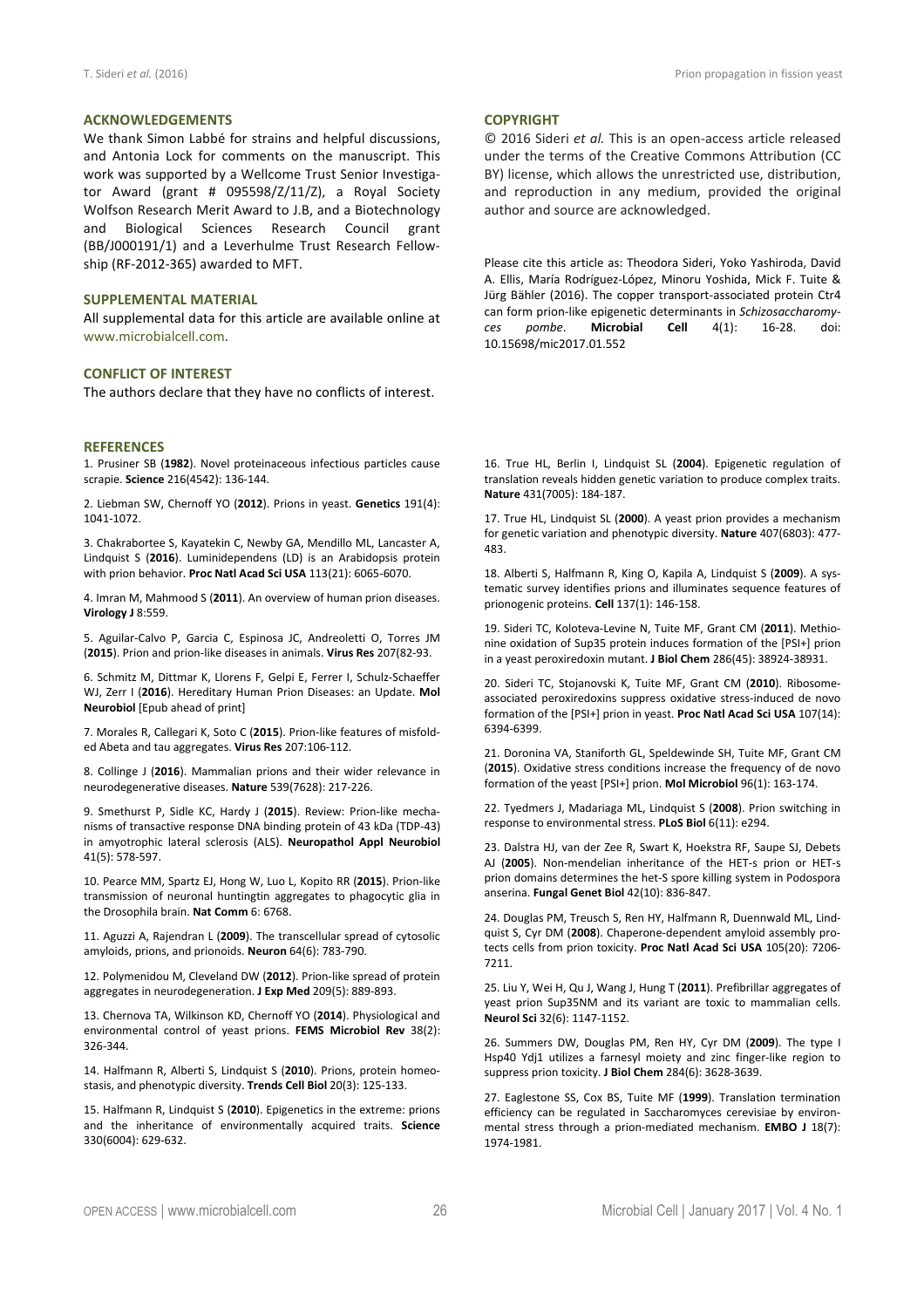## ACKNOWLEDGEMENTS

We thank Simon Labbé for strains and helpful discussions, and Antonia Lock for comments on the manuscript. This work was supported by a Wellcome Trust Senior Investigator Award (grant # 095598/Z/11/Z), a Royal Society Wolfson Research Merit Award to J.B, and a Biotechnology and Biological Sciences Research Council grant (BB/J000191/1) and a Leverhulme Trust Research Fellowship (RF-2012-365) awarded to MFT.

## SUPPLEMENTAL MATERIAL

All supplemental data for this article are available online at www.microbialcell.com.

## CONFLICT OF INTEREST

The authors declare that they have no conflicts of interest.

## COPYRIGHT

© 2016 Sideri *et al.* This is an open-access article released under the terms of the Creative Commons Attribution (CC BY) license, which allows the unrestricted use, distribution, and reproduction in any medium, provided the original author and source are acknowledged.

Please cite this article as: Theodora Sideri, Yoko Yashiroda, David A. Ellis, María Rodríguez-López, Minoru Yoshida, Mick F. Tuite & Jürg Bähler (2016). The copper transport-associated protein Ctr4 can form prion-like epigenetic determinants in *Schizosaccharomyces pombe*. **Microbial Cell** 4(1): 16-28. doi: 10.15698/mic2017.01.552

## REFERENCES

1. Prusiner SB (**1982**). Novel proteinaceous infectious particles cause scrapie. **Science** 216(4542): 136-144.

2. Liebman SW, Chernoff YO (**2012**). Prions in yeast. **Genetics** 191(4): 1041-1072.

3. Chakrabortee S, Kayatekin C, Newby GA, Mendillo ML, Lancaster A, Lindquist S (**2016**). Luminidependens (LD) is an Arabidopsis protein with prion behavior. **Proc Natl Acad Sci USA** 113(21): 6065-6070.

4. Imran M, Mahmood S (**2011**). An overview of human prion diseases. **Virology J** 8:559.

5. Aguilar-Calvo P, Garcia C, Espinosa JC, Andreoletti O, Torres JM (**2015**). Prion and prion-like diseases in animals. **Virus Res** 207(82-93.

6. Schmitz M, Dittmar K, Llorens F, Gelpi E, Ferrer I, Schulz-Schaeffer WJ, Zerr I (**2016**). Hereditary Human Prion Diseases: an Update. **Mol Neurobiol** [Epub ahead of print]

7. Morales R, Callegari K, Soto C (**2015**). Prion-like features of misfolded Abeta and tau aggregates. **Virus Res** 207:106-112.

8. Collinge J (**2016**). Mammalian prions and their wider relevance in neurodegenerative diseases. **Nature** 539(7628): 217-226.

9. Smethurst P, Sidle KC, Hardy J (**2015**). Review: Prion-like mechanisms of transactive response DNA binding protein of 43 kDa (TDP-43) in amyotrophic lateral sclerosis (ALS). **Neuropathol Appl Neurobiol** 41(5): 578-597.

10. Pearce MM, Spartz EJ, Hong W, Luo L, Kopito RR (**2015**). Prion-like transmission of neuronal huntingtin aggregates to phagocytic glia in the Drosophila brain. **Nat Comm** 6: 6768.

11. Aguzzi A, Rajendran L (**2009**). The transcellular spread of cytosolic amyloids, prions, and prionoids. **Neuron** 64(6): 783-790.

12. Polymenidou M, Cleveland DW (**2012**). Prion-like spread of protein aggregates in neurodegeneration. **J Exp Med** 209(5): 889-893.

13. Chernova TA, Wilkinson KD, Chernoff YO (**2014**). Physiological and environmental control of yeast prions. **FEMS Microbiol Rev** 38(2): 326-344.

14. Halfmann R, Alberti S, Lindquist S (**2010**). Prions, protein homeostasis, and phenotypic diversity. **Trends Cell Biol** 20(3): 125-133.

15. Halfmann R, Lindquist S (**2010**). Epigenetics in the extreme: prions and the inheritance of environmentally acquired traits. **Science** 330(6004): 629-632.

16. True HL, Berlin I, Lindquist SL (**2004**). Epigenetic regulation of translation reveals hidden genetic variation to produce complex traits. **Nature** 431(7005): 184-187.

17. True HL, Lindquist SL (**2000**). A yeast prion provides a mechanism for genetic variation and phenotypic diversity. **Nature** 407(6803): 477-483.

18. Alberti S, Halfmann R, King O, Kapila A, Lindquist S (**2009**). A systematic survey identifies prions and illuminates sequence features of prionogenic proteins. **Cell** 137(1): 146-158.

19. Sideri TC, Koloteva-Levine N, Tuite MF, Grant CM (**2011**). Methionine oxidation of Sup35 protein induces formation of the [PSI+] prion in a yeast peroxiredoxin mutant. **J Biol Chem** 286(45): 38924-38931.

20. Sideri TC, Stojanovski K, Tuite MF, Grant CM (**2010**). Ribosome-associated peroxiredoxins suppress oxidative stress-induced de novo formation of the [PSI+] prion in yeast. **Proc Natl Acad Sci USA** 107(14): 6394-6399.

21. Doronina VA, Staniforth GL, Speldewinde SH, Tuite MF, Grant CM (**2015**). Oxidative stress conditions increase the frequency of de novo formation of the yeast [PSI+] prion. **Mol Microbiol** 96(1): 163-174.

22. Tyedmers J, Madariaga ML, Lindquist S (**2008**). Prion switching in response to environmental stress. **PLoS Biol** 6(11): e294.

23. Dalstra HJ, van der Zee R, Swart K, Hoekstra RF, Saupe SJ, Debets AJ (**2005**). Non-mendelian inheritance of the HET-s prion or HET-s prion domains determines the het-S spore killing system in Podospora anserina. **Fungal Genet Biol** 42(10): 836-847.

24. Douglas PM, Treusch S, Ren HY, Halfmann R, Duennwald ML, Lindquist S, Cyr DM (**2008**). Chaperone-dependent amyloid assembly protects cells from prion toxicity. **Proc Natl Acad Sci USA** 105(20): 7206-7211.

25. Liu Y, Wei H, Qu J, Wang J, Hung T (**2011**). Prefibrillar aggregates of yeast prion Sup35NM and its variant are toxic to mammalian cells. **Neurol Sci** 32(6): 1147-1152.

26. Summers DW, Douglas PM, Ren HY, Cyr DM (**2009**). The type I Hsp40 Ydj1 utilizes a farnesyl moiety and zinc finger-like region to suppress prion toxicity. **J Biol Chem** 284(6): 3628-3639.

27. Eaglestone SS, Cox BS, Tuite MF (**1999**). Translation termination efficiency can be regulated in Saccharomyces cerevisiae by environmental stress through a prion-mediated mechanism. **EMBO J** 18(7): 1974-1981.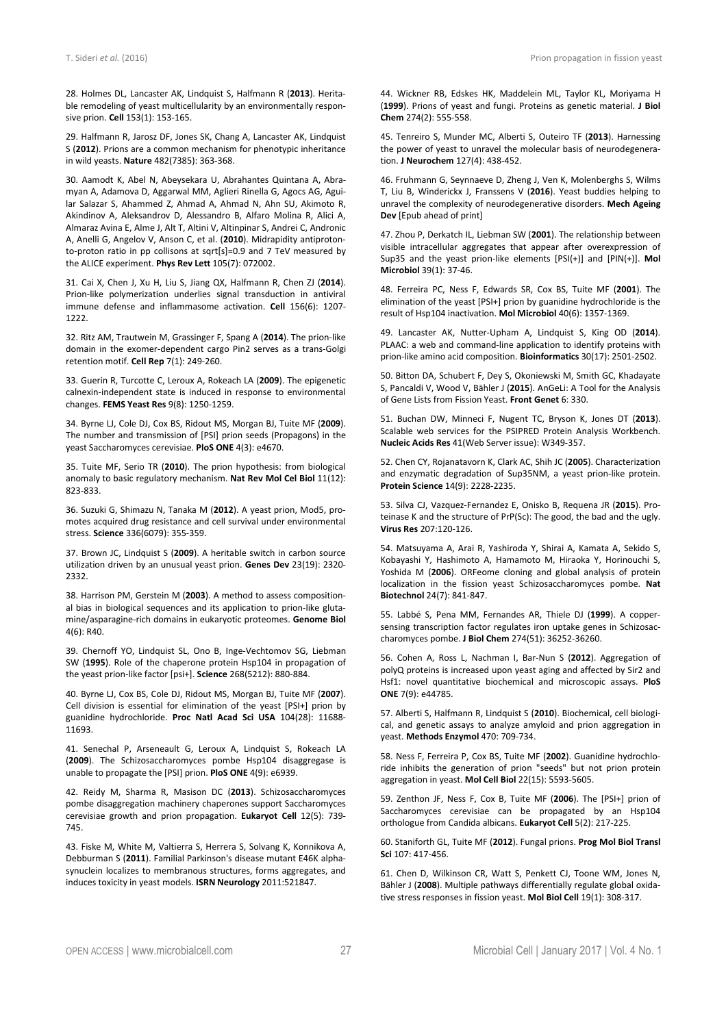28. Holmes DL, Lancaster AK, Lindquist S, Halfmann R (**2013**). Heritable remodeling of yeast multicellularity by an environmentally responsive prion. **Cell** 153(1): 153-165.

29. Halfmann R, Jarosz DF, Jones SK, Chang A, Lancaster AK, Lindquist S (**2012**). Prions are a common mechanism for phenotypic inheritance in wild yeasts. **Nature** 482(7385): 363-368.

30. Aamodt K, Abel N, Abeysekara U, Abrahantes Quintana A, Abramyan A, Adamova D, Aggarwal MM, Aglieri Rinella G, Agocs AG, Aguilar Salazar S, Ahammed Z, Ahmad A, Ahmad N, Ahn SU, Akimoto R, Akindinov A, Aleksandrov D, Alessandro B, Alfaro Molina R, Alici A, Almaraz Avina E, Alme J, Alt T, Altini V, Altinpinar S, Andrei C, Andronic A, Anelli G, Angelov V, Anson C, et al. (**2010**). Midrapidity antiproton-to-proton ratio in pp collisons at sqrt[s]=0.9 and 7 TeV measured by the ALICE experiment. **Phys Rev Lett** 105(7): 072002.

31. Cai X, Chen J, Xu H, Liu S, Jiang QX, Halfmann R, Chen ZJ (**2014**). Prion-like polymerization underlies signal transduction in antiviral immune defense and inflammasome activation. **Cell** 156(6): 1207-1222.

32. Ritz AM, Trautwein M, Grassinger F, Spang A (**2014**). The prion-like domain in the exomer-dependent cargo Pin2 serves as a trans-Golgi retention motif. **Cell Rep** 7(1): 249-260.

33. Guerin R, Turcotte C, Leroux A, Rokeach LA (**2009**). The epigenetic calnexin-independent state is induced in response to environmental changes. **FEMS Yeast Res** 9(8): 1250-1259.

34. Byrne LJ, Cole DJ, Cox BS, Ridout MS, Morgan BJ, Tuite MF (**2009**). The number and transmission of [PSI] prion seeds (Propagons) in the yeast Saccharomyces cerevisiae. **PloS ONE** 4(3): e4670.

35. Tuite MF, Serio TR (**2010**). The prion hypothesis: from biological anomaly to basic regulatory mechanism. **Nat Rev Mol Cel Biol** 11(12): 823-833.

36. Suzuki G, Shimazu N, Tanaka M (**2012**). A yeast prion, Mod5, promotes acquired drug resistance and cell survival under environmental stress. **Science** 336(6079): 355-359.

37. Brown JC, Lindquist S (**2009**). A heritable switch in carbon source utilization driven by an unusual yeast prion. **Genes Dev** 23(19): 2320-2332.

38. Harrison PM, Gerstein M (**2003**). A method to assess compositional bias in biological sequences and its application to prion-like glutamine/asparagine-rich domains in eukaryotic proteomes. **Genome Biol** 4(6): R40.

39. Chernoff YO, Lindquist SL, Ono B, Inge-Vechtomov SG, Liebman SW (**1995**). Role of the chaperone protein Hsp104 in propagation of the yeast prion-like factor [psi+]. **Science** 268(5212): 880-884.

40. Byrne LJ, Cox BS, Cole DJ, Ridout MS, Morgan BJ, Tuite MF (**2007**). Cell division is essential for elimination of the yeast [PSI+] prion by guanidine hydrochloride. **Proc Natl Acad Sci USA** 104(28): 11688-11693.

41. Senechal P, Arseneault G, Leroux A, Lindquist S, Rokeach LA (**2009**). The Schizosaccharomyces pombe Hsp104 disaggregase is unable to propagate the [PSI] prion. **PloS ONE** 4(9): e6939.

42. Reidy M, Sharma R, Masison DC (**2013**). Schizosaccharomyces pombe disaggregation machinery chaperones support Saccharomyces cerevisiae growth and prion propagation. **Eukaryot Cell** 12(5): 739-745.

43. Fiske M, White M, Valtierra S, Herrera S, Solvang K, Konnikova A, Debburman S (**2011**). Familial Parkinson's disease mutant E46K alpha-synuclein localizes to membranous structures, forms aggregates, and induces toxicity in yeast models. **ISRN Neurology** 2011:521847.

44. Wickner RB, Edskes HK, Maddelein ML, Taylor KL, Moriyama H (**1999**). Prions of yeast and fungi. Proteins as genetic material. **J Biol Chem** 274(2): 555-558.

45. Tenreiro S, Munder MC, Alberti S, Outeiro TF (**2013**). Harnessing the power of yeast to unravel the molecular basis of neurodegeneration. **J Neurochem** 127(4): 438-452.

46. Fruhmann G, Seynnaeve D, Zheng J, Ven K, Molenberghs S, Wilms T, Liu B, Winderickx J, Franssens V (**2016**). Yeast buddies helping to unravel the complexity of neurodegenerative disorders. **Mech Ageing Dev** [Epub ahead of print]

47. Zhou P, Derkatch IL, Liebman SW (**2001**). The relationship between visible intracellular aggregates that appear after overexpression of Sup35 and the yeast prion-like elements [PSI(+)] and [PIN(+)]. **Mol Microbiol** 39(1): 37-46.

48. Ferreira PC, Ness F, Edwards SR, Cox BS, Tuite MF (**2001**). The elimination of the yeast [PSI+] prion by guanidine hydrochloride is the result of Hsp104 inactivation. **Mol Microbiol** 40(6): 1357-1369.

49. Lancaster AK, Nutter-Upham A, Lindquist S, King OD (**2014**). PLAAC: a web and command-line application to identify proteins with prion-like amino acid composition. **Bioinformatics** 30(17): 2501-2502.

50. Bitton DA, Schubert F, Dey S, Okoniewski M, Smith GC, Khadayate S, Pancaldi V, Wood V, Bähler J (**2015**). AnGeLi: A Tool for the Analysis of Gene Lists from Fission Yeast. **Front Genet** 6: 330.

51. Buchan DW, Minneci F, Nugent TC, Bryson K, Jones DT (**2013**). Scalable web services for the PSIPRED Protein Analysis Workbench. **Nucleic Acids Res** 41(Web Server issue): W349-357.

52. Chen CY, Rojanatavorn K, Clark AC, Shih JC (**2005**). Characterization and enzymatic degradation of Sup35NM, a yeast prion-like protein. **Protein Science** 14(9): 2228-2235.

53. Silva CJ, Vazquez-Fernandez E, Onisko B, Requena JR (**2015**). Proteinase K and the structure of PrP(Sc): The good, the bad and the ugly. **Virus Res** 207:120-126.

54. Matsuyama A, Arai R, Yashiroda Y, Shirai A, Kamata A, Sekido S, Kobayashi Y, Hashimoto A, Hamamoto M, Hiraoka Y, Horinouchi S, Yoshida M (**2006**). ORFeome cloning and global analysis of protein localization in the fission yeast Schizosaccharomyces pombe. **Nat Biotechnol** 24(7): 841-847.

55. Labbé S, Pena MM, Fernandes AR, Thiele DJ (**1999**). A copper-sensing transcription factor regulates iron uptake genes in Schizosaccharomyces pombe. **J Biol Chem** 274(51): 36252-36260.

56. Cohen A, Ross L, Nachman I, Bar-Nun S (**2012**). Aggregation of polyQ proteins is increased upon yeast aging and affected by Sir2 and Hsf1: novel quantitative biochemical and microscopic assays. **PloS ONE** 7(9): e44785.

57. Alberti S, Halfmann R, Lindquist S (**2010**). Biochemical, cell biological, and genetic assays to analyze amyloid and prion aggregation in yeast. **Methods Enzymol** 470: 709-734.

58. Ness F, Ferreira P, Cox BS, Tuite MF (**2002**). Guanidine hydrochloride inhibits the generation of prion "seeds" but not prion protein aggregation in yeast. **Mol Cell Biol** 22(15): 5593-5605.

59. Zenthon JF, Ness F, Cox B, Tuite MF (**2006**). The [PSI+] prion of Saccharomyces cerevisiae can be propagated by an Hsp104 orthologue from Candida albicans. **Eukaryot Cell** 5(2): 217-225.

60. Staniforth GL, Tuite MF (**2012**). Fungal prions. **Prog Mol Biol Transl Sci** 107: 417-456.

61. Chen D, Wilkinson CR, Watt S, Penkett CJ, Toone WM, Jones N, Bähler J (**2008**). Multiple pathways differentially regulate global oxidative stress responses in fission yeast. **Mol Biol Cell** 19(1): 308-317.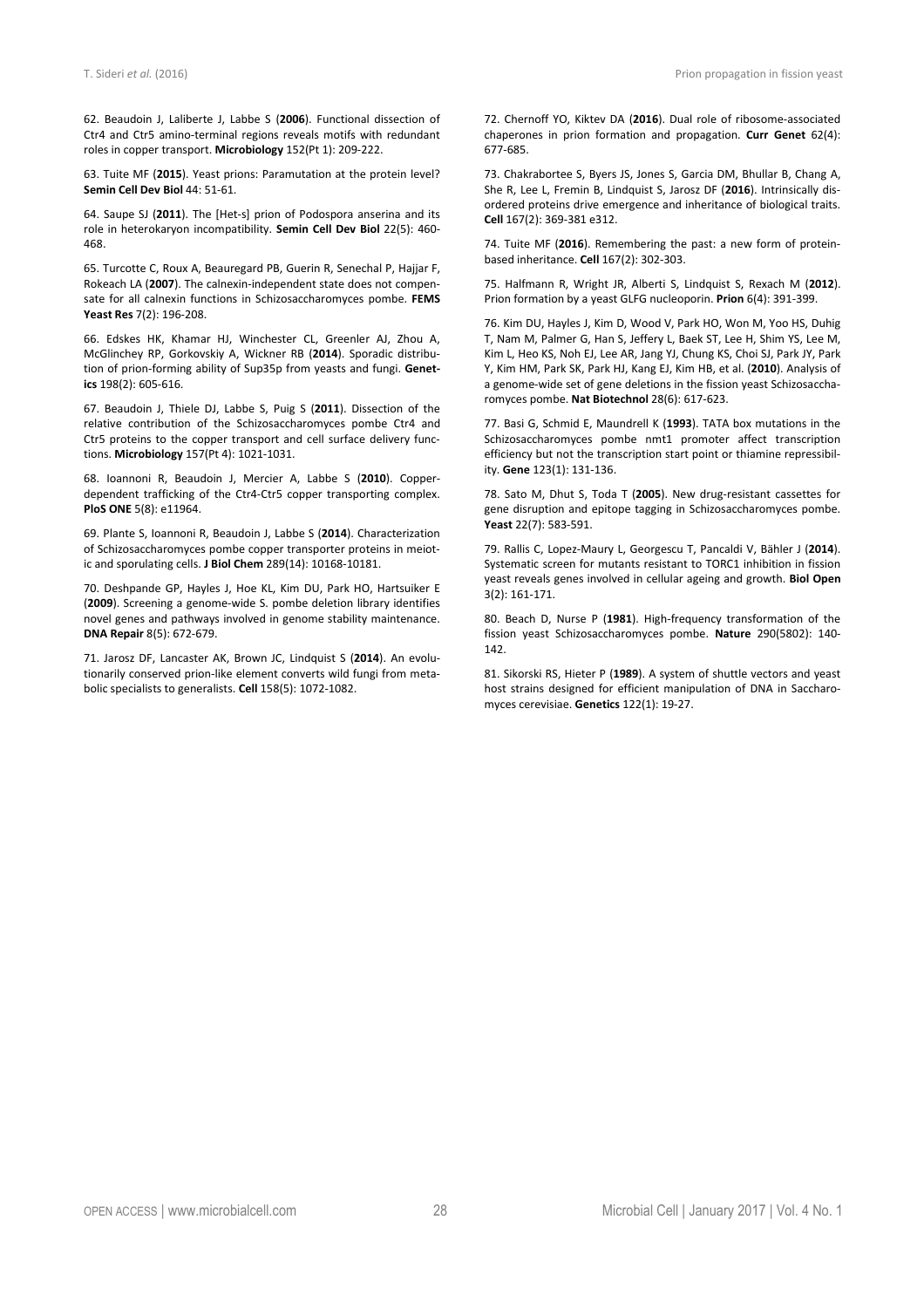62. Beaudoin J, Laliberte J, Labbe S (**2006**). Functional dissection of Ctr4 and Ctr5 amino-terminal regions reveals motifs with redundant roles in copper transport. **Microbiology** 152(Pt 1): 209-222.

63. Tuite MF (**2015**). Yeast prions: Paramutation at the protein level? **Semin Cell Dev Biol** 44: 51-61.

64. Saupe SJ (**2011**). The [Het-s] prion of Podospora anserina and its role in heterokaryon incompatibility. **Semin Cell Dev Biol** 22(5): 460-468.

65. Turcotte C, Roux A, Beauregard PB, Guerin R, Senechal P, Hajjar F, Rokeach LA (**2007**). The calnexin-independent state does not compensate for all calnexin functions in Schizosaccharomyces pombe. **FEMS Yeast Res** 7(2): 196-208.

66. Edskes HK, Khamar HJ, Winchester CL, Greenler AJ, Zhou A, McGlinchey RP, Gorkovskiy A, Wickner RB (**2014**). Sporadic distribution of prion-forming ability of Sup35p from yeasts and fungi. **Genetics** 198(2): 605-616.

67. Beaudoin J, Thiele DJ, Labbe S, Puig S (**2011**). Dissection of the relative contribution of the Schizosaccharomyces pombe Ctr4 and Ctr5 proteins to the copper transport and cell surface delivery functions. **Microbiology** 157(Pt 4): 1021-1031.

68. Ioannoni R, Beaudoin J, Mercier A, Labbe S (**2010**). Copper-dependent trafficking of the Ctr4-Ctr5 copper transporting complex. **PloS ONE** 5(8): e11964.

69. Plante S, Ioannoni R, Beaudoin J, Labbe S (**2014**). Characterization of Schizosaccharomyces pombe copper transporter proteins in meiotic and sporulating cells. **J Biol Chem** 289(14): 10168-10181.

70. Deshpande GP, Hayles J, Hoe KL, Kim DU, Park HO, Hartsuiker E (**2009**). Screening a genome-wide S. pombe deletion library identifies novel genes and pathways involved in genome stability maintenance. **DNA Repair** 8(5): 672-679.

71. Jarosz DF, Lancaster AK, Brown JC, Lindquist S (**2014**). An evolutionarily conserved prion-like element converts wild fungi from metabolic specialists to generalists. **Cell** 158(5): 1072-1082.

72. Chernoff YO, Kiktev DA (**2016**). Dual role of ribosome-associated chaperones in prion formation and propagation. **Curr Genet** 62(4): 677-685.

73. Chakrabortee S, Byers JS, Jones S, Garcia DM, Bhullar B, Chang A, She R, Lee L, Fremin B, Lindquist S, Jarosz DF (**2016**). Intrinsically disordered proteins drive emergence and inheritance of biological traits. **Cell** 167(2): 369-381 e312.

74. Tuite MF (**2016**). Remembering the past: a new form of protein-based inheritance. **Cell** 167(2): 302-303.

75. Halfmann R, Wright JR, Alberti S, Lindquist S, Rexach M (**2012**). Prion formation by a yeast GLFG nucleoporin. **Prion** 6(4): 391-399.

76. Kim DU, Hayles J, Kim D, Wood V, Park HO, Won M, Yoo HS, Duhig T, Nam M, Palmer G, Han S, Jeffery L, Baek ST, Lee H, Shim YS, Lee M, Kim L, Heo KS, Noh EJ, Lee AR, Jang YJ, Chung KS, Choi SJ, Park JY, Park Y, Kim HM, Park SK, Park HJ, Kang EJ, Kim HB, et al. (**2010**). Analysis of a genome-wide set of gene deletions in the fission yeast Schizosaccharomyces pombe. **Nat Biotechnol** 28(6): 617-623.

77. Basi G, Schmid E, Maundrell K (**1993**). TATA box mutations in the Schizosaccharomyces pombe nmt1 promoter affect transcription efficiency but not the transcription start point or thiamine repressibility. **Gene** 123(1): 131-136.

78. Sato M, Dhut S, Toda T (**2005**). New drug-resistant cassettes for gene disruption and epitope tagging in Schizosaccharomyces pombe. **Yeast** 22(7): 583-591.

79. Rallis C, Lopez-Maury L, Georgescu T, Pancaldi V, Bähler J (**2014**). Systematic screen for mutants resistant to TORC1 inhibition in fission yeast reveals genes involved in cellular ageing and growth. **Biol Open** 3(2): 161-171.

80. Beach D, Nurse P (**1981**). High-frequency transformation of the fission yeast Schizosaccharomyces pombe. **Nature** 290(5802): 140-142.

81. Sikorski RS, Hieter P (**1989**). A system of shuttle vectors and yeast host strains designed for efficient manipulation of DNA in Saccharomyces cerevisiae. **Genetics** 122(1): 19-27.